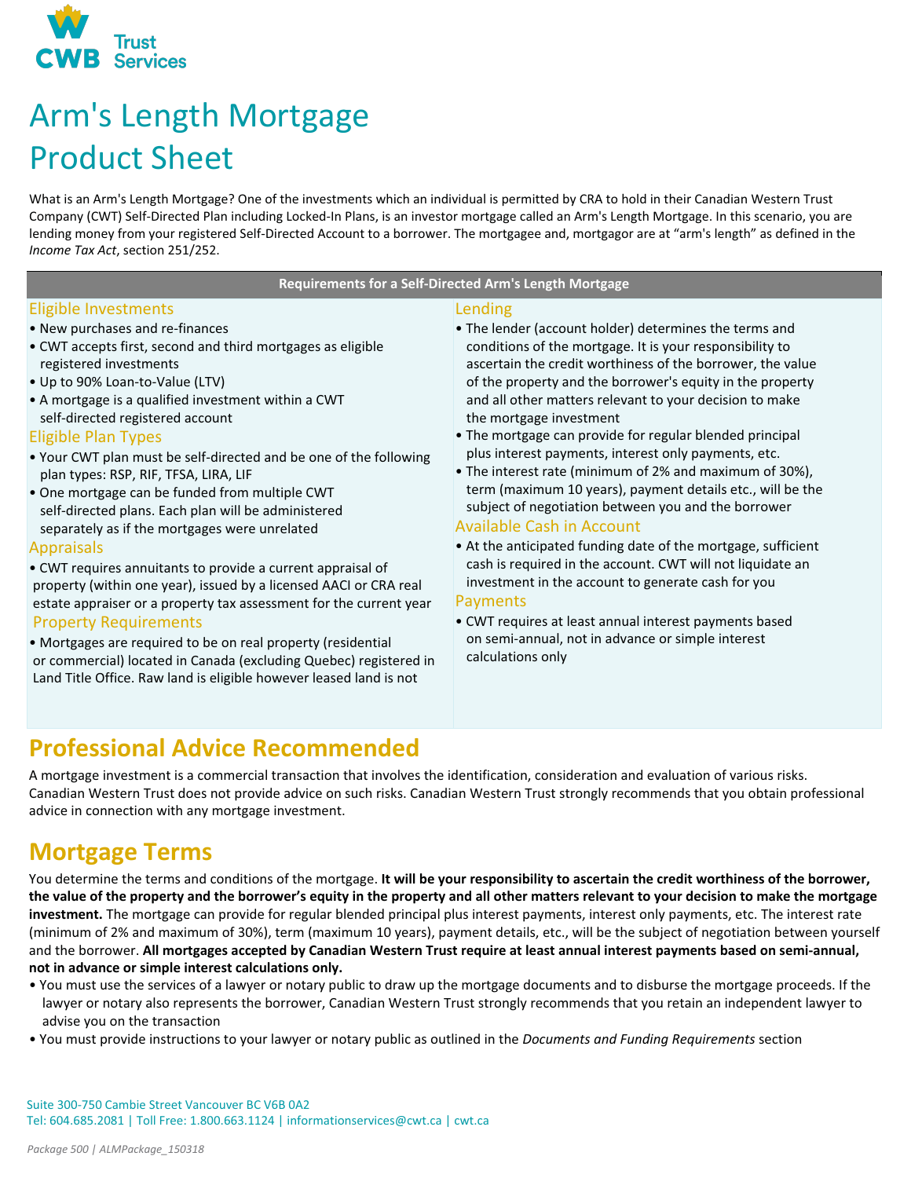# Arm's Length Mortgage Product Sheet

What is an Arm's Length Mortgage? One of the investments which an individual is permitted by CRA to hold in their Canadian Western Trust Company (CWT) Self-Directed Plan including Locked-In Plans, is an investor mortgage called an Arm's Length Mortgage. In this scenario, you are lending money from your registered Self-Directed Account to a borrower. The mortgagee and, mortgagor are at "arm's length" as defined in the *Income Tax Act*, section 251/252.

**Requirements for a Self-Directed Arm's Length Mortgage**

### Eligible Investments

- New purchases and re-finances
- CWT accepts first, second and third mortgages as eligible registered investments
- Up to 90% Loan-to-Value (LTV)
- A mortgage is a qualified investment within a CWT self-directed registered account

### Eligible Plan Types

- Your CWT plan must be self-directed and be one of the following plan types: RSP, RIF, TFSA, LIRA, LIF
- One mortgage can be funded from multiple CWT self-directed plans. Each plan will be administered separately as if the mortgages were unrelated

### Appraisals

- CWT requires annuitants to provide a current appraisal of property (within one year), issued by a licensed AACI or CRA real estate appraiser or a property tax assessment for the current year

### Property Requirements

- Mortgages are required to be on real property (residential or commercial) located in Canada (excluding Quebec) registered in Land Title Office. Raw land is eligible however leased land is not

### Lending

- The lender (account holder) determines the terms and conditions of the mortgage. It is your responsibility to ascertain the credit worthiness of the borrower, the value of the property and the borrower's equity in the property and all other matters relevant to your decision to make the mortgage investment
- The mortgage can provide for regular blended principal plus interest payments, interest only payments, etc.
- The interest rate (minimum of 2% and maximum of 30%), term (maximum 10 years), payment details etc., will be the subject of negotiation between you and the borrower

### Available Cash in Account

- At the anticipated funding date of the mortgage, sufficient cash is required in the account. CWT will not liquidate an investment in the account to generate cash for you

### Payments

- CWT requires at least annual interest payments based on semi-annual, not in advance or simple interest calculations only

## Professional Advice Recommended

A mortgage investment is a commercial transaction that involves the identification, consideration and evaluation of various risks. Canadian Western Trust does not provide advice on such risks. Canadian Western Trust strongly recommends that you obtain professional advice in connection with any mortgage investment.

## Mortgage Terms

You determine the terms and conditions of the mortgage. **It will be your responsibility to ascertain the credit worthiness of the borrower, the value of the property and the borrower's equity in the property and all other matters relevant to your decision to make the mortgage investment.** The mortgage can provide for regular blended principal plus interest payments, interest only payments, etc. The interest rate (minimum of 2% and maximum of 30%), term (maximum 10 years), payment details, etc., will be the subject of negotiation between yourself and the borrower. **All mortgages accepted by Canadian Western Trust require at least annual interest payments based on semi-annual, not in advance or simple interest calculations only.**

- You must use the services of a lawyer or notary public to draw up the mortgage documents and to disburse the mortgage proceeds. If the lawyer or notary also represents the borrower, Canadian Western Trust strongly recommends that you retain an independent lawyer to advise you on the transaction
- You must provide instructions to your lawyer or notary public as outlined in the *Documents and Funding Requirements* section

Suite 300-750 Cambie Street Vancouver BC V6B 0A2
Tel: 604.685.2081 | Toll Free: 1.800.663.1124 | informationservices@cwt.ca | cwt.ca

Package 500 | ALMPackage_150318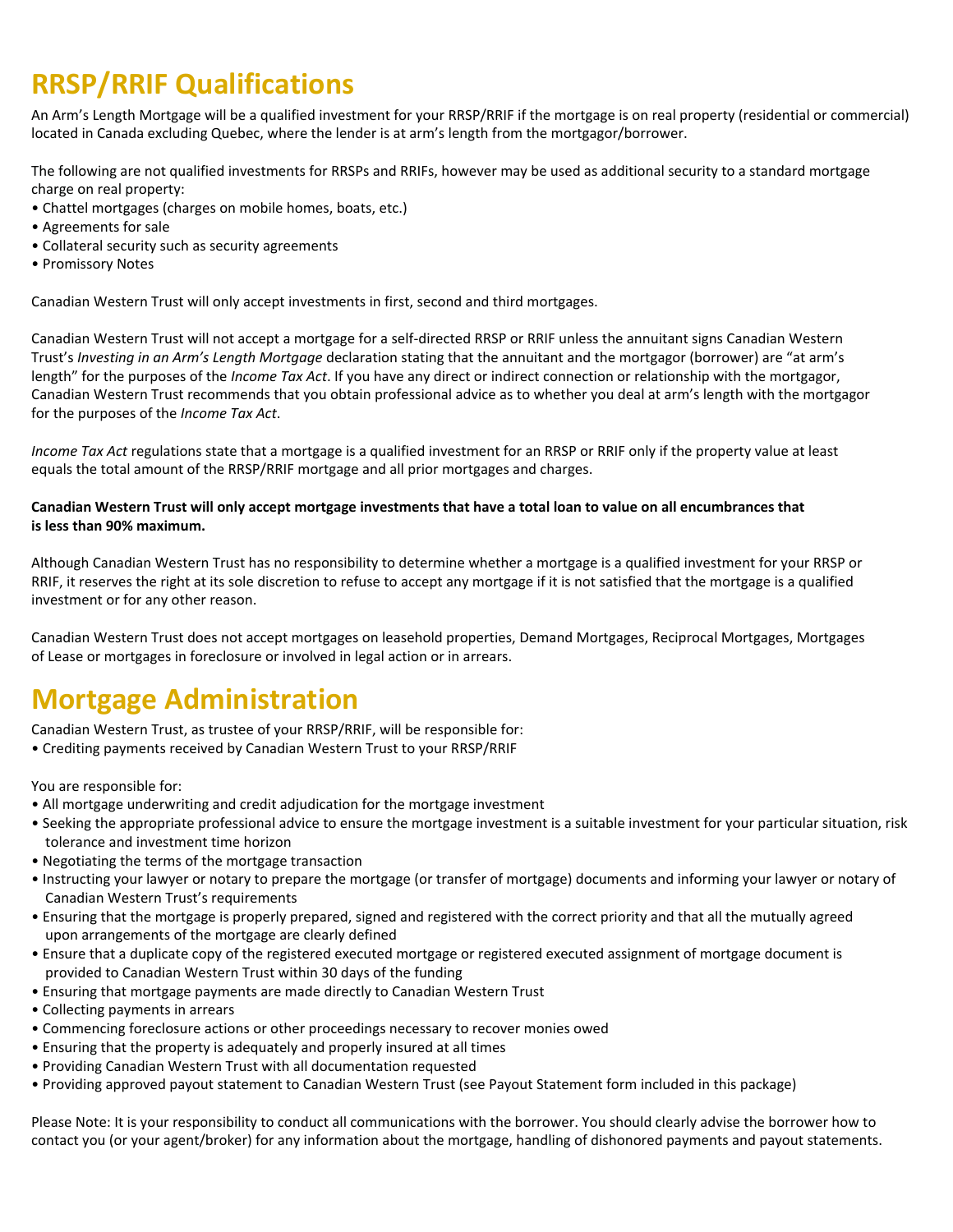# RRSP/RRIF Qualifications

An Arm's Length Mortgage will be a qualified investment for your RRSP/RRIF if the mortgage is on real property (residential or commercial) located in Canada excluding Quebec, where the lender is at arm's length from the mortgagor/borrower.

The following are not qualified investments for RRSPs and RRIFs, however may be used as additional security to a standard mortgage charge on real property:

- Chattel mortgages (charges on mobile homes, boats, etc.)
- Agreements for sale
- Collateral security such as security agreements
- Promissory Notes

Canadian Western Trust will only accept investments in first, second and third mortgages.

Canadian Western Trust will not accept a mortgage for a self-directed RRSP or RRIF unless the annuitant signs Canadian Western Trust's *Investing in an Arm's Length Mortgage* declaration stating that the annuitant and the mortgagor (borrower) are "at arm's length" for the purposes of the *Income Tax Act*. If you have any direct or indirect connection or relationship with the mortgagor, Canadian Western Trust recommends that you obtain professional advice as to whether you deal at arm's length with the mortgagor for the purposes of the *Income Tax Act*.

*Income Tax Act* regulations state that a mortgage is a qualified investment for an RRSP or RRIF only if the property value at least equals the total amount of the RRSP/RRIF mortgage and all prior mortgages and charges.

**Canadian Western Trust will only accept mortgage investments that have a total loan to value on all encumbrances that is less than 90% maximum.**

Although Canadian Western Trust has no responsibility to determine whether a mortgage is a qualified investment for your RRSP or RRIF, it reserves the right at its sole discretion to refuse to accept any mortgage if it is not satisfied that the mortgage is a qualified investment or for any other reason.

Canadian Western Trust does not accept mortgages on leasehold properties, Demand Mortgages, Reciprocal Mortgages, Mortgages of Lease or mortgages in foreclosure or involved in legal action or in arrears.

# Mortgage Administration

Canadian Western Trust, as trustee of your RRSP/RRIF, will be responsible for:

- Crediting payments received by Canadian Western Trust to your RRSP/RRIF

You are responsible for:

- All mortgage underwriting and credit adjudication for the mortgage investment
- Seeking the appropriate professional advice to ensure the mortgage investment is a suitable investment for your particular situation, risk tolerance and investment time horizon
- Negotiating the terms of the mortgage transaction
- Instructing your lawyer or notary to prepare the mortgage (or transfer of mortgage) documents and informing your lawyer or notary of Canadian Western Trust's requirements
- Ensuring that the mortgage is properly prepared, signed and registered with the correct priority and that all the mutually agreed upon arrangements of the mortgage are clearly defined
- Ensure that a duplicate copy of the registered executed mortgage or registered executed assignment of mortgage document is provided to Canadian Western Trust within 30 days of the funding
- Ensuring that mortgage payments are made directly to Canadian Western Trust
- Collecting payments in arrears
- Commencing foreclosure actions or other proceedings necessary to recover monies owed
- Ensuring that the property is adequately and properly insured at all times
- Providing Canadian Western Trust with all documentation requested
- Providing approved payout statement to Canadian Western Trust (see Payout Statement form included in this package)

Please Note: It is your responsibility to conduct all communications with the borrower. You should clearly advise the borrower how to contact you (or your agent/broker) for any information about the mortgage, handling of dishonored payments and payout statements.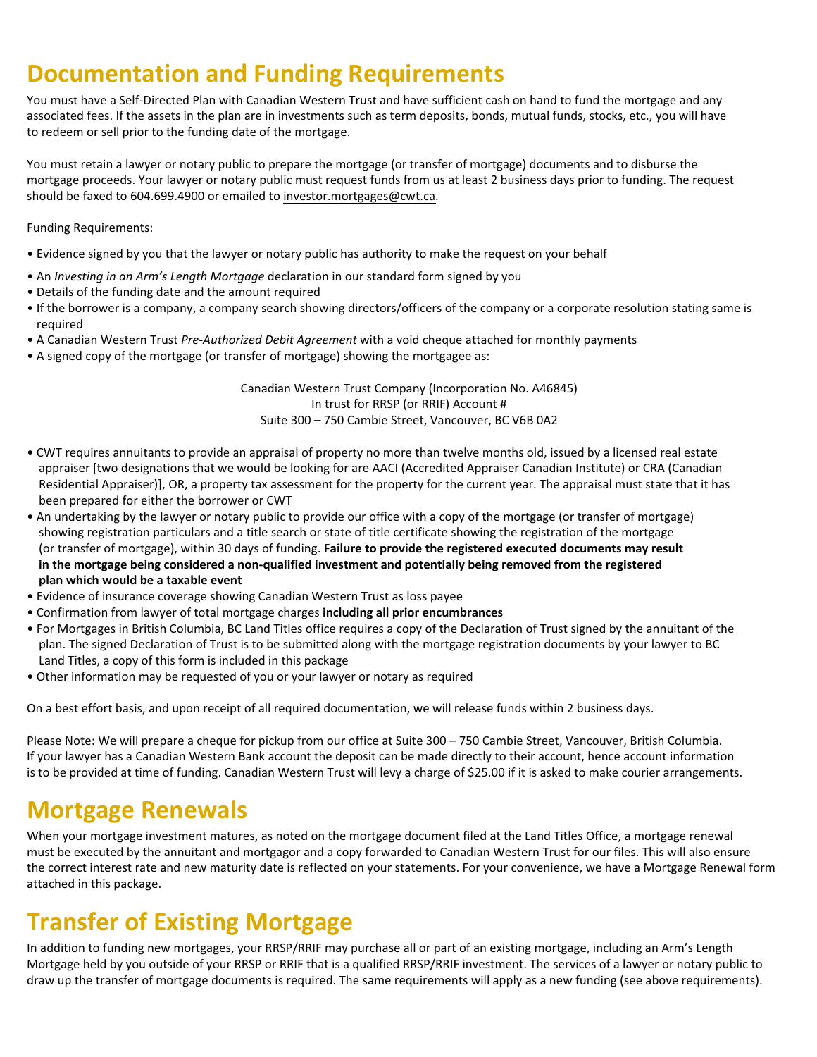# Documentation and Funding Requirements

You must have a Self-Directed Plan with Canadian Western Trust and have sufficient cash on hand to fund the mortgage and any associated fees. If the assets in the plan are in investments such as term deposits, bonds, mutual funds, stocks, etc., you will have to redeem or sell prior to the funding date of the mortgage.

You must retain a lawyer or notary public to prepare the mortgage (or transfer of mortgage) documents and to disburse the mortgage proceeds. Your lawyer or notary public must request funds from us at least 2 business days prior to funding. The request should be faxed to 604.699.4900 or emailed to investor.mortgages@cwt.ca.

Funding Requirements:

- Evidence signed by you that the lawyer or notary public has authority to make the request on your behalf
- An *Investing in an Arm's Length Mortgage* declaration in our standard form signed by you
- Details of the funding date and the amount required
- If the borrower is a company, a company search showing directors/officers of the company or a corporate resolution stating same is required
- A Canadian Western Trust *Pre-Authorized Debit Agreement* with a void cheque attached for monthly payments
- A signed copy of the mortgage (or transfer of mortgage) showing the mortgagee as:

Canadian Western Trust Company (Incorporation No. A46845)
In trust for RRSP (or RRIF) Account #
Suite 300 – 750 Cambie Street, Vancouver, BC V6B 0A2

- CWT requires annuitants to provide an appraisal of property no more than twelve months old, issued by a licensed real estate appraiser [two designations that we would be looking for are AACI (Accredited Appraiser Canadian Institute) or CRA (Canadian Residential Appraiser)], OR, a property tax assessment for the property for the current year. The appraisal must state that it has been prepared for either the borrower or CWT
- An undertaking by the lawyer or notary public to provide our office with a copy of the mortgage (or transfer of mortgage) showing registration particulars and a title search or state of title certificate showing the registration of the mortgage (or transfer of mortgage), within 30 days of funding. **Failure to provide the registered executed documents may result in the mortgage being considered a non-qualified investment and potentially being removed from the registered plan which would be a taxable event**
- Evidence of insurance coverage showing Canadian Western Trust as loss payee
- Confirmation from lawyer of total mortgage charges **including all prior encumbrances**
- For Mortgages in British Columbia, BC Land Titles office requires a copy of the Declaration of Trust signed by the annuitant of the plan. The signed Declaration of Trust is to be submitted along with the mortgage registration documents by your lawyer to BC Land Titles, a copy of this form is included in this package
- Other information may be requested of you or your lawyer or notary as required

On a best effort basis, and upon receipt of all required documentation, we will release funds within 2 business days.

Please Note: We will prepare a cheque for pickup from our office at Suite 300 – 750 Cambie Street, Vancouver, British Columbia. If your lawyer has a Canadian Western Bank account the deposit can be made directly to their account, hence account information is to be provided at time of funding. Canadian Western Trust will levy a charge of $25.00 if it is asked to make courier arrangements.

# Mortgage Renewals

When your mortgage investment matures, as noted on the mortgage document filed at the Land Titles Office, a mortgage renewal must be executed by the annuitant and mortgagor and a copy forwarded to Canadian Western Trust for our files. This will also ensure the correct interest rate and new maturity date is reflected on your statements. For your convenience, we have a Mortgage Renewal form attached in this package.

# Transfer of Existing Mortgage

In addition to funding new mortgages, your RRSP/RRIF may purchase all or part of an existing mortgage, including an Arm's Length Mortgage held by you outside of your RRSP or RRIF that is a qualified RRSP/RRIF investment. The services of a lawyer or notary public to draw up the transfer of mortgage documents is required. The same requirements will apply as a new funding (see above requirements).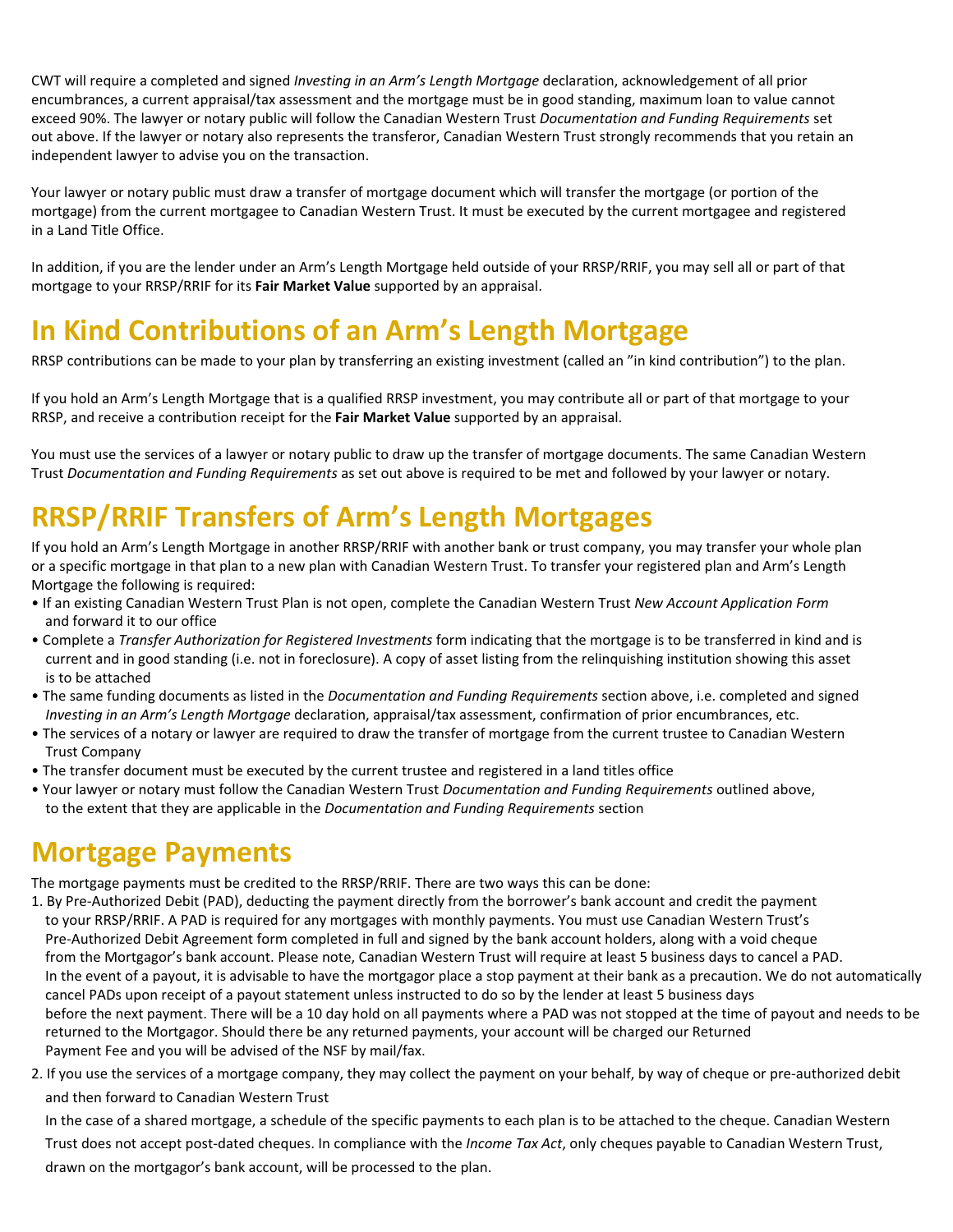CWT will require a completed and signed *Investing in an Arm's Length Mortgage* declaration, acknowledgement of all prior encumbrances, a current appraisal/tax assessment and the mortgage must be in good standing, maximum loan to value cannot exceed 90%. The lawyer or notary public will follow the Canadian Western Trust *Documentation and Funding Requirements* set out above. If the lawyer or notary also represents the transferor, Canadian Western Trust strongly recommends that you retain an independent lawyer to advise you on the transaction.

Your lawyer or notary public must draw a transfer of mortgage document which will transfer the mortgage (or portion of the mortgage) from the current mortgagee to Canadian Western Trust. It must be executed by the current mortgagee and registered in a Land Title Office.

In addition, if you are the lender under an Arm's Length Mortgage held outside of your RRSP/RRIF, you may sell all or part of that mortgage to your RRSP/RRIF for its **Fair Market Value** supported by an appraisal.

# In Kind Contributions of an Arm's Length Mortgage

RRSP contributions can be made to your plan by transferring an existing investment (called an "in kind contribution") to the plan.

If you hold an Arm's Length Mortgage that is a qualified RRSP investment, you may contribute all or part of that mortgage to your RRSP, and receive a contribution receipt for the **Fair Market Value** supported by an appraisal.

You must use the services of a lawyer or notary public to draw up the transfer of mortgage documents. The same Canadian Western Trust *Documentation and Funding Requirements* as set out above is required to be met and followed by your lawyer or notary.

# RRSP/RRIF Transfers of Arm's Length Mortgages

If you hold an Arm's Length Mortgage in another RRSP/RRIF with another bank or trust company, you may transfer your whole plan or a specific mortgage in that plan to a new plan with Canadian Western Trust. To transfer your registered plan and Arm's Length Mortgage the following is required:

- If an existing Canadian Western Trust Plan is not open, complete the Canadian Western Trust *New Account Application Form* and forward it to our office
- Complete a *Transfer Authorization for Registered Investments* form indicating that the mortgage is to be transferred in kind and is current and in good standing (i.e. not in foreclosure). A copy of asset listing from the relinquishing institution showing this asset is to be attached
- The same funding documents as listed in the *Documentation and Funding Requirements* section above, i.e. completed and signed *Investing in an Arm's Length Mortgage* declaration, appraisal/tax assessment, confirmation of prior encumbrances, etc.
- The services of a notary or lawyer are required to draw the transfer of mortgage from the current trustee to Canadian Western Trust Company
- The transfer document must be executed by the current trustee and registered in a land titles office
- Your lawyer or notary must follow the Canadian Western Trust *Documentation and Funding Requirements* outlined above, to the extent that they are applicable in the *Documentation and Funding Requirements* section

# Mortgage Payments

The mortgage payments must be credited to the RRSP/RRIF. There are two ways this can be done:

1. By Pre-Authorized Debit (PAD), deducting the payment directly from the borrower's bank account and credit the payment to your RRSP/RRIF. A PAD is required for any mortgages with monthly payments. You must use Canadian Western Trust's Pre-Authorized Debit Agreement form completed in full and signed by the bank account holders, along with a void cheque from the Mortgagor's bank account. Please note, Canadian Western Trust will require at least 5 business days to cancel a PAD. In the event of a payout, it is advisable to have the mortgagor place a stop payment at their bank as a precaution. We do not automatically cancel PADs upon receipt of a payout statement unless instructed to do so by the lender at least 5 business days before the next payment. There will be a 10 day hold on all payments where a PAD was not stopped at the time of payout and needs to be returned to the Mortgagor. Should there be any returned payments, your account will be charged our Returned Payment Fee and you will be advised of the NSF by mail/fax.
2. If you use the services of a mortgage company, they may collect the payment on your behalf, by way of cheque or pre-authorized debit and then forward to Canadian Western Trust

   In the case of a shared mortgage, a schedule of the specific payments to each plan is to be attached to the cheque. Canadian Western Trust does not accept post-dated cheques. In compliance with the *Income Tax Act*, only cheques payable to Canadian Western Trust, drawn on the mortgagor's bank account, will be processed to the plan.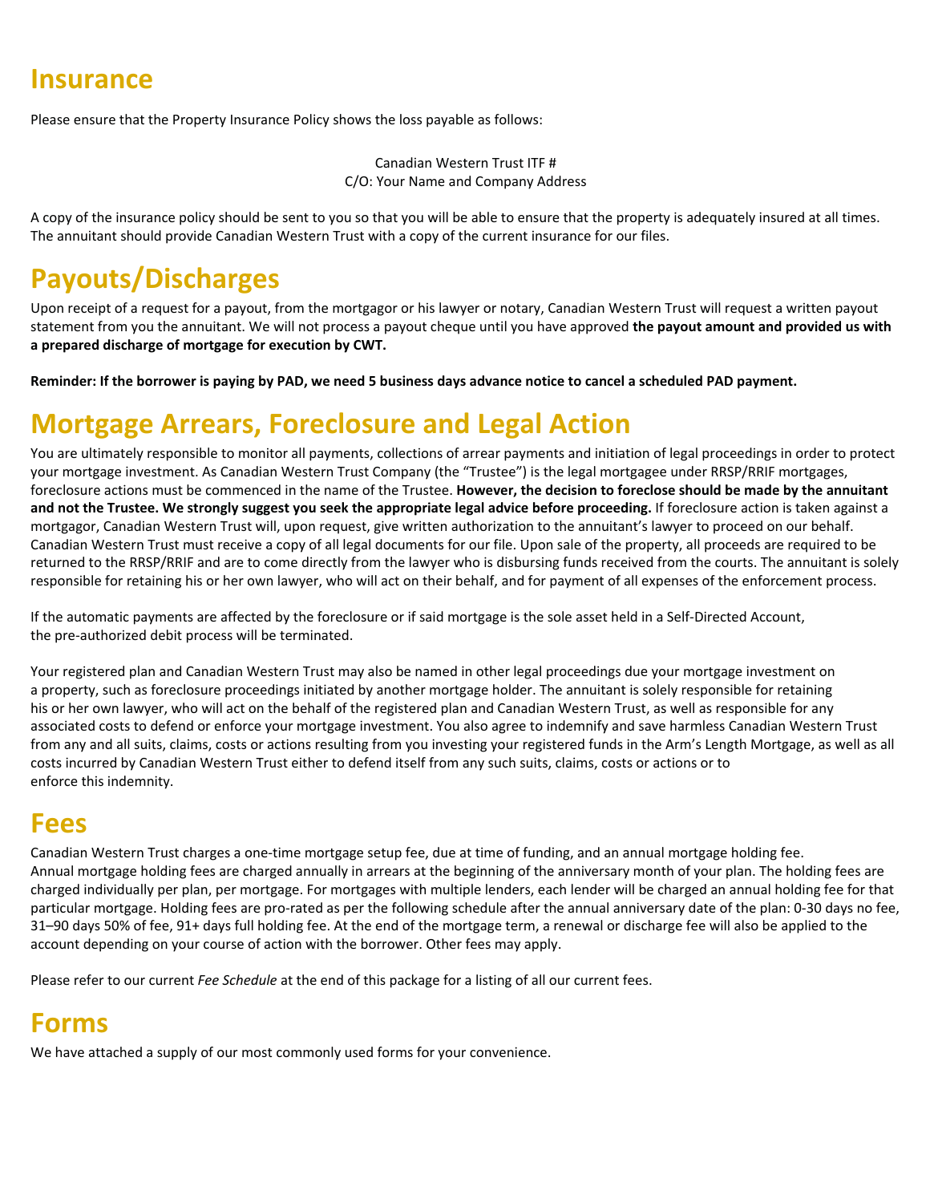# Insurance

Please ensure that the Property Insurance Policy shows the loss payable as follows:

Canadian Western Trust ITF #
C/O: Your Name and Company Address

A copy of the insurance policy should be sent to you so that you will be able to ensure that the property is adequately insured at all times. The annuitant should provide Canadian Western Trust with a copy of the current insurance for our files.

# Payouts/Discharges

Upon receipt of a request for a payout, from the mortgagor or his lawyer or notary, Canadian Western Trust will request a written payout statement from you the annuitant. We will not process a payout cheque until you have approved **the payout amount and provided us with a prepared discharge of mortgage for execution by CWT.**

**Reminder: If the borrower is paying by PAD, we need 5 business days advance notice to cancel a scheduled PAD payment.**

# Mortgage Arrears, Foreclosure and Legal Action

You are ultimately responsible to monitor all payments, collections of arrear payments and initiation of legal proceedings in order to protect your mortgage investment. As Canadian Western Trust Company (the "Trustee") is the legal mortgagee under RRSP/RRIF mortgages, foreclosure actions must be commenced in the name of the Trustee. **However, the decision to foreclose should be made by the annuitant and not the Trustee. We strongly suggest you seek the appropriate legal advice before proceeding.** If foreclosure action is taken against a mortgagor, Canadian Western Trust will, upon request, give written authorization to the annuitant's lawyer to proceed on our behalf. Canadian Western Trust must receive a copy of all legal documents for our file. Upon sale of the property, all proceeds are required to be returned to the RRSP/RRIF and are to come directly from the lawyer who is disbursing funds received from the courts. The annuitant is solely responsible for retaining his or her own lawyer, who will act on their behalf, and for payment of all expenses of the enforcement process.

If the automatic payments are affected by the foreclosure or if said mortgage is the sole asset held in a Self-Directed Account, the pre-authorized debit process will be terminated.

Your registered plan and Canadian Western Trust may also be named in other legal proceedings due your mortgage investment on a property, such as foreclosure proceedings initiated by another mortgage holder. The annuitant is solely responsible for retaining his or her own lawyer, who will act on the behalf of the registered plan and Canadian Western Trust, as well as responsible for any associated costs to defend or enforce your mortgage investment. You also agree to indemnify and save harmless Canadian Western Trust from any and all suits, claims, costs or actions resulting from you investing your registered funds in the Arm's Length Mortgage, as well as all costs incurred by Canadian Western Trust either to defend itself from any such suits, claims, costs or actions or to enforce this indemnity.

# Fees

Canadian Western Trust charges a one-time mortgage setup fee, due at time of funding, and an annual mortgage holding fee. Annual mortgage holding fees are charged annually in arrears at the beginning of the anniversary month of your plan. The holding fees are charged individually per plan, per mortgage. For mortgages with multiple lenders, each lender will be charged an annual holding fee for that particular mortgage. Holding fees are pro-rated as per the following schedule after the annual anniversary date of the plan: 0-30 days no fee, 31–90 days 50% of fee, 91+ days full holding fee. At the end of the mortgage term, a renewal or discharge fee will also be applied to the account depending on your course of action with the borrower. Other fees may apply.

Please refer to our current *Fee Schedule* at the end of this package for a listing of all our current fees.

# Forms

We have attached a supply of our most commonly used forms for your convenience.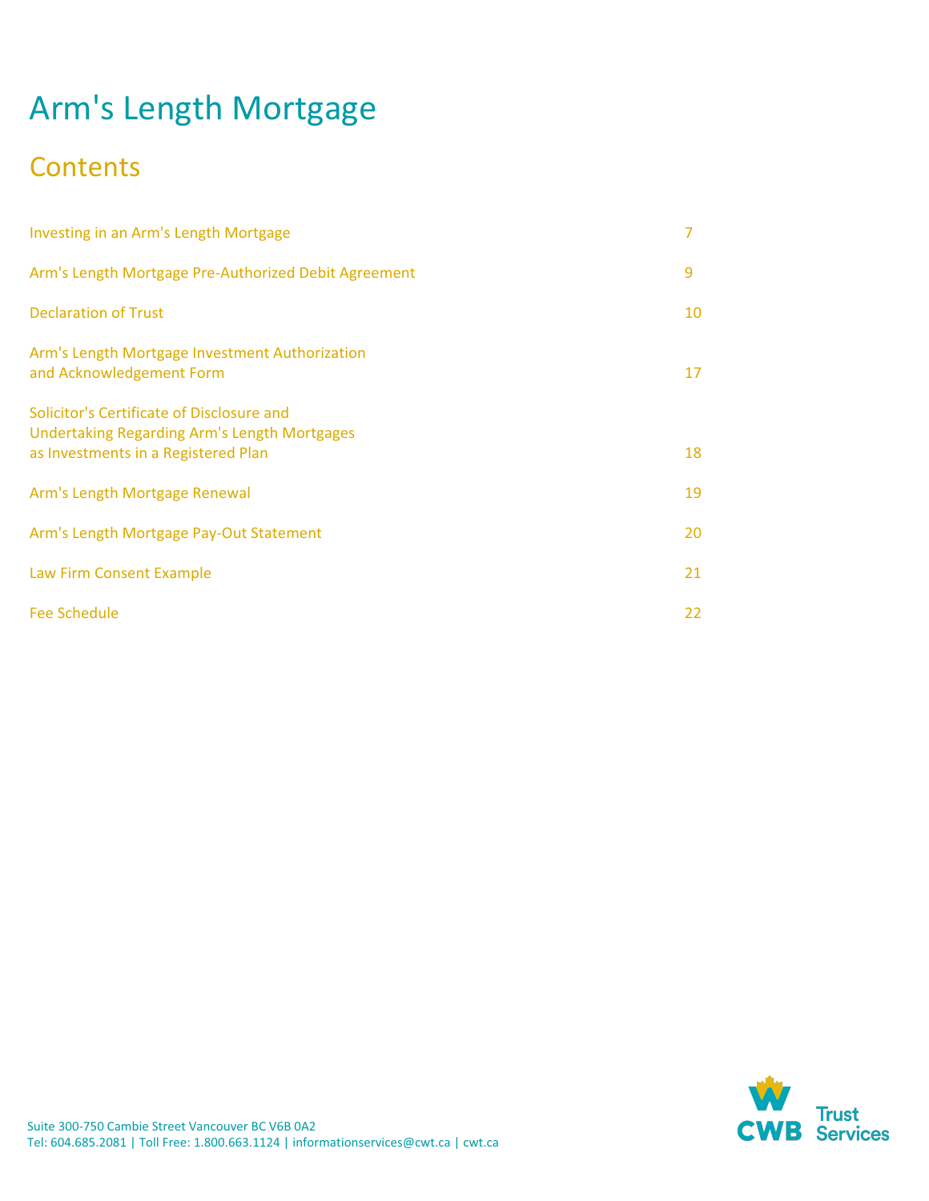# Arm's Length Mortgage

## Contents

| | |
|---|---|
| Investing in an Arm's Length Mortgage | 7 |
| Arm's Length Mortgage Pre-Authorized Debit Agreement | 9 |
| Declaration of Trust | 10 |
| Arm's Length Mortgage Investment Authorization and Acknowledgement Form | 17 |
| Solicitor's Certificate of Disclosure and Undertaking Regarding Arm's Length Mortgages as Investments in a Registered Plan | 18 |
| Arm's Length Mortgage Renewal | 19 |
| Arm's Length Mortgage Pay-Out Statement | 20 |
| Law Firm Consent Example | 21 |
| Fee Schedule | 22 |

Suite 300-750 Cambie Street Vancouver BC V6B 0A2
Tel: 604.685.2081 | Toll Free: 1.800.663.1124 | informationservices@cwt.ca | cwt.ca

CWB Trust Services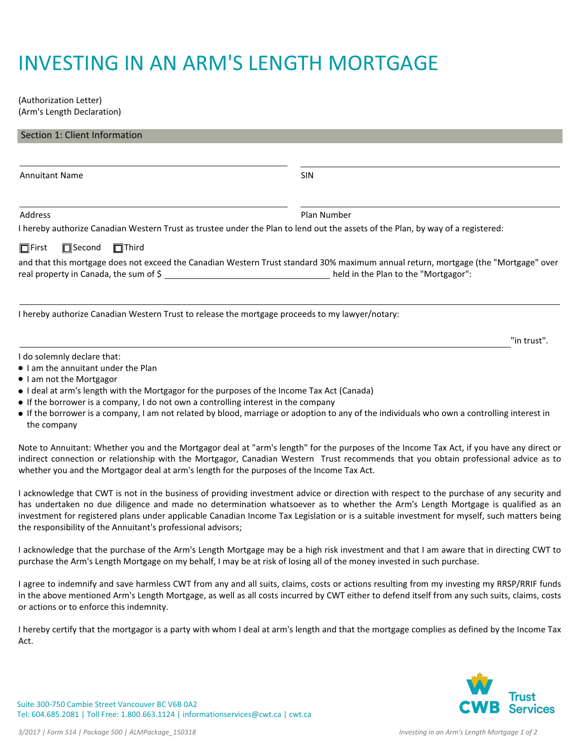# INVESTING IN AN ARM'S LENGTH MORTGAGE

(Authorization Letter)
(Arm's Length Declaration)

## Section 1: Client Information

Annutiant Name ______________________ SIN ______________________

Address ______________________ Plan Number ______________________

I hereby authorize Canadian Western Trust as trustee under the Plan to lend out the assets of the Plan, by way of a registered:

☐ First ☐ Second ☐ Third

and that this mortgage does not exceed the Canadian Western Trust standard 30% maximum annual return, mortgage (the "Mortgage" over real property in Canada, the sum of $ ______________________ held in the Plan to the "Mortgagor":

______________________

I hereby authorize Canadian Western Trust to release the mortgage proceeds to my lawyer/notary:

______________________ "in trust".

I do solemnly declare that:

- I am the annuitant under the Plan
- I am not the Mortgagor
- I deal at arm's length with the Mortgagor for the purposes of the Income Tax Act (Canada)
- If the borrower is a company, I do not own a controlling interest in the company
- If the borrower is a company, I am not related by blood, marriage or adoption to any of the individuals who own a controlling interest in the company

Note to Annuitant: Whether you and the Mortgagor deal at "arm's length" for the purposes of the Income Tax Act, if you have any direct or indirect connection or relationship with the Mortgagor, Canadian Western Trust recommends that you obtain professional advice as to whether you and the Mortgagor deal at arm's length for the purposes of the Income Tax Act.

I acknowledge that CWT is not in the business of providing investment advice or direction with respect to the purchase of any security and has undertaken no due diligence and made no determination whatsoever as to whether the Arm's Length Mortgage is qualified as an investment for registered plans under applicable Canadian Income Tax Legislation or is a suitable investment for myself, such matters being the responsibility of the Annuitant's professional advisors;

I acknowledge that the purchase of the Arm's Length Mortgage may be a high risk investment and that I am aware that in directing CWT to purchase the Arm's Length Mortgage on my behalf, I may be at risk of losing all of the money invested in such purchase.

I agree to indemnify and save harmless CWT from any and all suits, claims, costs or actions resulting from my investing my RRSP/RRIF funds in the above mentioned Arm's Length Mortgage, as well as all costs incurred by CWT either to defend itself from any such suits, claims, costs or actions or to enforce this indemnity.

I hereby certify that the mortgagor is a party with whom I deal at arm's length and that the mortgage complies as defined by the Income Tax Act.

Suite 300-750 Cambie Street Vancouver BC V6B 0A2
Tel: 604.685.2081 | Toll Free: 1.800.663.1124 | informationservices@cwt.ca | cwt.ca

CWB Trust Services

3/2017 | Form 514 | Package 500 | ALMPackage_150318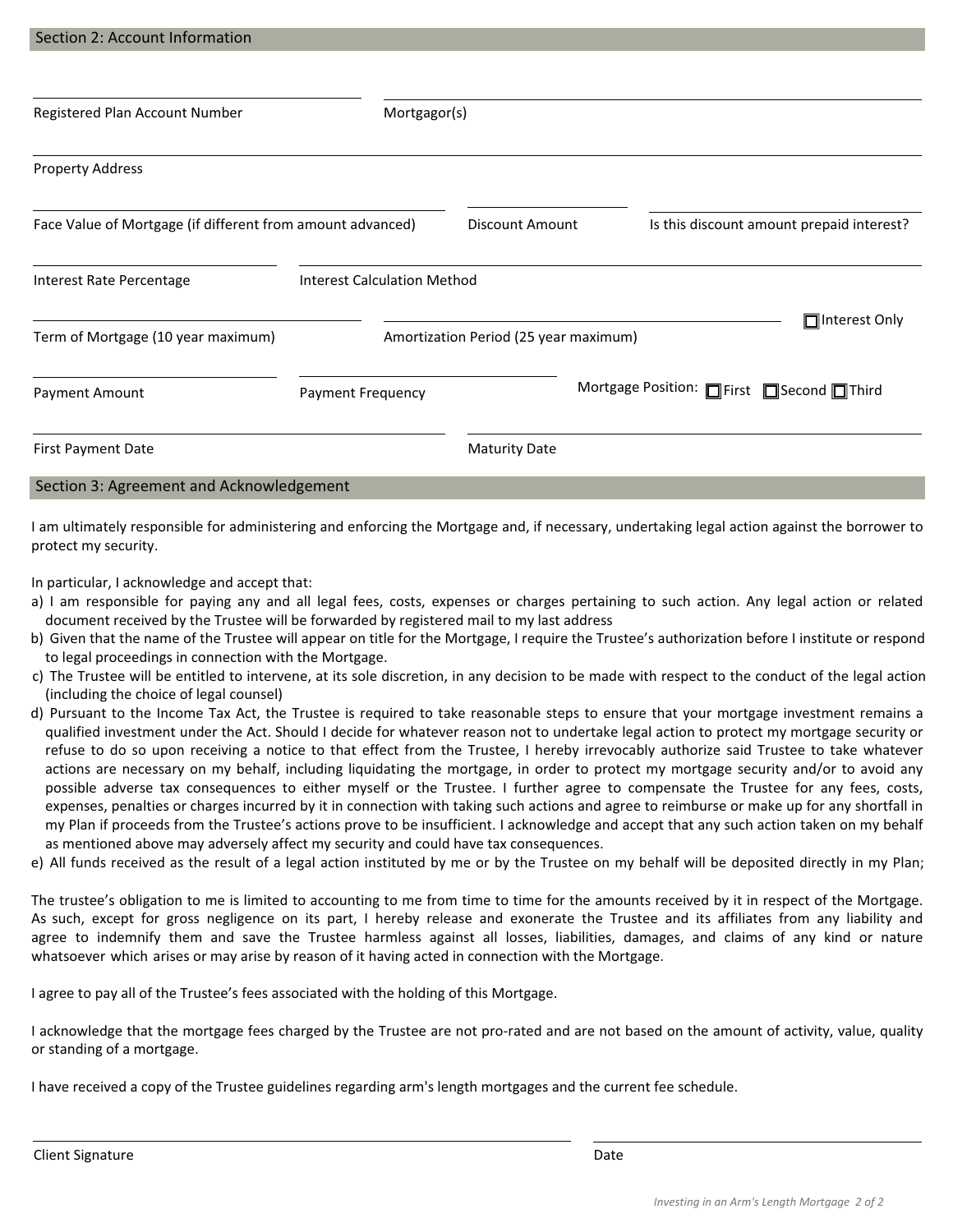## Section 2: Account Information

Registered Plan Account Number: ____________________

Mortgagor(s): ____________________

Property Address: ____________________

Face Value of Mortgage (if different from amount advanced): ____________________

Discount Amount: ____________________

Is this discount amount prepaid interest? ____________________

Interest Rate Percentage: ____________________

Interest Calculation Method: ____________________

Term of Mortgage (10 year maximum): ____________________

Amortization Period (25 year maximum): ____________________ ☐ Interest Only

Payment Amount: ____________________

Payment Frequency: ____________________

Mortgage Position: ☐ First ☐ Second ☐ Third

First Payment Date: ____________________

Maturity Date: ____________________

## Section 3: Agreement and Acknowledgement

I am ultimately responsible for administering and enforcing the Mortgage and, if necessary, undertaking legal action against the borrower to protect my security.

In particular, I acknowledge and accept that:

a) I am responsible for paying any and all legal fees, costs, expenses or charges pertaining to such action. Any legal action or related document received by the Trustee will be forwarded by registered mail to my last address

b) Given that the name of the Trustee will appear on title for the Mortgage, I require the Trustee's authorization before I institute or respond to legal proceedings in connection with the Mortgage.

c) The Trustee will be entitled to intervene, at its sole discretion, in any decision to be made with respect to the conduct of the legal action (including the choice of legal counsel)

d) Pursuant to the Income Tax Act, the Trustee is required to take reasonable steps to ensure that your mortgage investment remains a qualified investment under the Act. Should I decide for whatever reason not to undertake legal action to protect my mortgage security or refuse to do so upon receiving a notice to that effect from the Trustee, I hereby irrevocably authorize said Trustee to take whatever actions are necessary on my behalf, including liquidating the mortgage, in order to protect my mortgage security and/or to avoid any possible adverse tax consequences to either myself or the Trustee. I further agree to compensate the Trustee for any fees, costs, expenses, penalties or charges incurred by it in connection with taking such actions and agree to reimburse or make up for any shortfall in my Plan if proceeds from the Trustee's actions prove to be insufficient. I acknowledge and accept that any such action taken on my behalf as mentioned above may adversely affect my security and could have tax consequences.

e) All funds received as the result of a legal action instituted by me or by the Trustee on my behalf will be deposited directly in my Plan;

The trustee's obligation to me is limited to accounting to me from time to time for the amounts received by it in respect of the Mortgage. As such, except for gross negligence on its part, I hereby release and exonerate the Trustee and its affiliates from any liability and agree to indemnify them and save the Trustee harmless against all losses, liabilities, damages, and claims of any kind or nature whatsoever which arises or may arise by reason of it having acted in connection with the Mortgage.

I agree to pay all of the Trustee's fees associated with the holding of this Mortgage.

I acknowledge that the mortgage fees charged by the Trustee are not pro-rated and are not based on the amount of activity, value, quality or standing of a mortgage.

I have received a copy of the Trustee guidelines regarding arm's length mortgages and the current fee schedule.

Client Signature: ____________________

Date: ____________________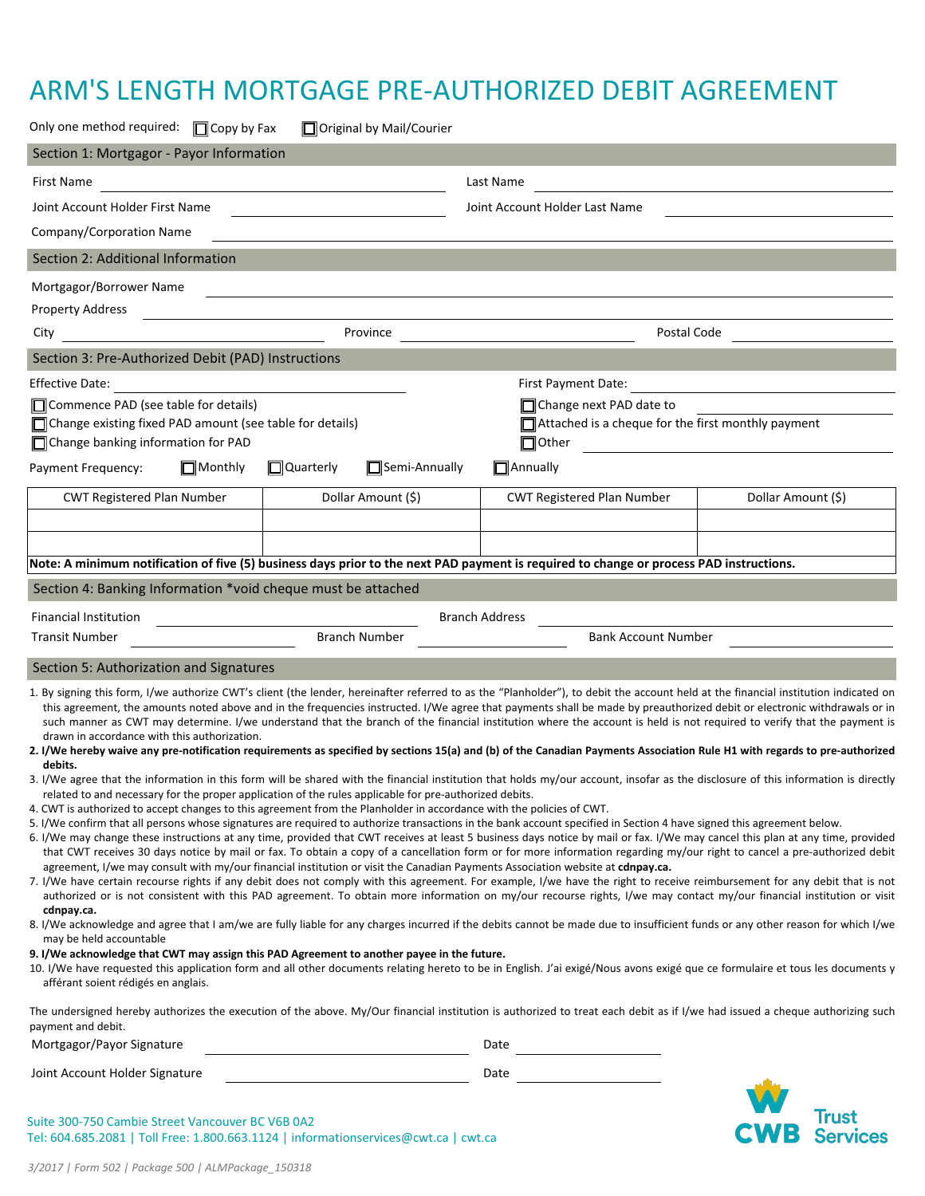# ARM'S LENGTH MORTGAGE PRE-AUTHORIZED DEBIT AGREEMENT

Only one method required: ☐ Copy by Fax ☐ Original by Mail/Courier

## Section 1: Mortgagor - Payor Information

First Name ____________________ Last Name ____________________

Joint Account Holder First Name ____________________ Joint Account Holder Last Name ____________________

Company/Corporation Name ____________________

## Section 2: Additional Information

Mortgagor/Borrower Name ____________________

Property Address ____________________

City ____________________ Province ____________________ Postal Code ____________________

## Section 3: Pre-Authorized Debit (PAD) Instructions

Effective Date: ____________________ First Payment Date: ____________________

☐ Commence PAD (see table for details)

☐ Change existing fixed PAD amount (see table for details)

☐ Change banking information for PAD

☐ Change next PAD date to ____________________

☐ Attached is a cheque for the first monthly payment

☐ Other ____________________

Payment Frequency: ☐ Monthly ☐ Quarterly ☐ Semi-Annually ☐ Annually

| CWT Registered Plan Number | Dollar Amount ($) | CWT Registered Plan Number | Dollar Amount ($) |
|---|---|---|---|
| | | | |
| | | | |

**Note: A minimum notification of five (5) business days prior to the next PAD payment is required to change or process PAD instructions.**

## Section 4: Banking Information *void cheque must be attached

Financial Institution ____________________ Branch Address ____________________

Transit Number ____________________ Branch Number ____________________ Bank Account Number ____________________

## Section 5: Authorization and Signatures

1. By signing this form, I/we authorize CWT's client (the lender, hereinafter referred to as the "Planholder"), to debit the account held at the financial institution indicated on this agreement, the amounts noted above and in the frequencies instructed. I/We agree that payments shall be made by preauthorized debit or electronic withdrawals or in such manner as CWT may determine. I/We understand that the branch of the financial institution where the account is held is not required to verify that the payment is drawn in accordance with this authorization.
2. **I/We hereby waive any pre-notification requirements as specified by sections 15(a) and (b) of the Canadian Payments Association Rule H1 with regards to pre-authorized debits.**
3. I/We agree that the information in this form will be shared with the financial institution that holds my/our account, insofar as the disclosure of this information is directly related to and necessary for the proper application of the rules applicable for pre-authorized debits.
4. CWT is authorized to accept changes to this agreement from the Planholder in accordance with the policies of CWT.
5. I/We confirm that all persons whose signatures are required to authorize transactions in the bank account specified in Section 4 have signed this agreement below.
6. I/We may change these instructions at any time, provided that CWT receives at least 5 business days notice by mail or fax. I/We may cancel this plan at any time, provided that CWT receives 30 days notice by mail or fax. To obtain a copy of a cancellation form or for more information regarding my/our right to cancel a pre-authorized debit agreement, I/we may consult with my/our financial institution or visit the Canadian Payments Association website at **cdnpay.ca.**
7. I/We have certain recourse rights if any debit does not comply with this agreement. For example, I/we have the right to receive reimbursement for any debit that is not authorized or is not consistent with this PAD agreement. To obtain more information on my/our recourse rights, I/we may contact my/our financial institution or visit **cdnpay.ca.**
8. I/We acknowledge and agree that I am/we are fully liable for any charges incurred if the debits cannot be made due to insufficient funds or any other reason for which I/we may be held accountable
9. **I/We acknowledge that CWT may assign this PAD Agreement to another payee in the future.**
10. I/We have requested this application form and all other documents relating hereto to be in English. J'ai exigé/Nous avons exigé que ce formulaire et tous les documents y afférant soient rédigés en anglais.

The undersigned hereby authorizes the execution of the above. My/Our financial institution is authorized to treat each debit as if I/we had issued a cheque authorizing such payment and debit.

Mortgagor/Payor Signature ____________________ Date ____________________

Joint Account Holder Signature ____________________ Date ____________________

Suite 300-750 Cambie Street Vancouver BC V6B 0A2
Tel: 604.685.2081 | Toll Free: 1.800.663.1124 | informationservices@cwt.ca | cwt.ca

CWB Trust Services

*3/2017 | Form 502 | Package 500 | ALMPackage_150318*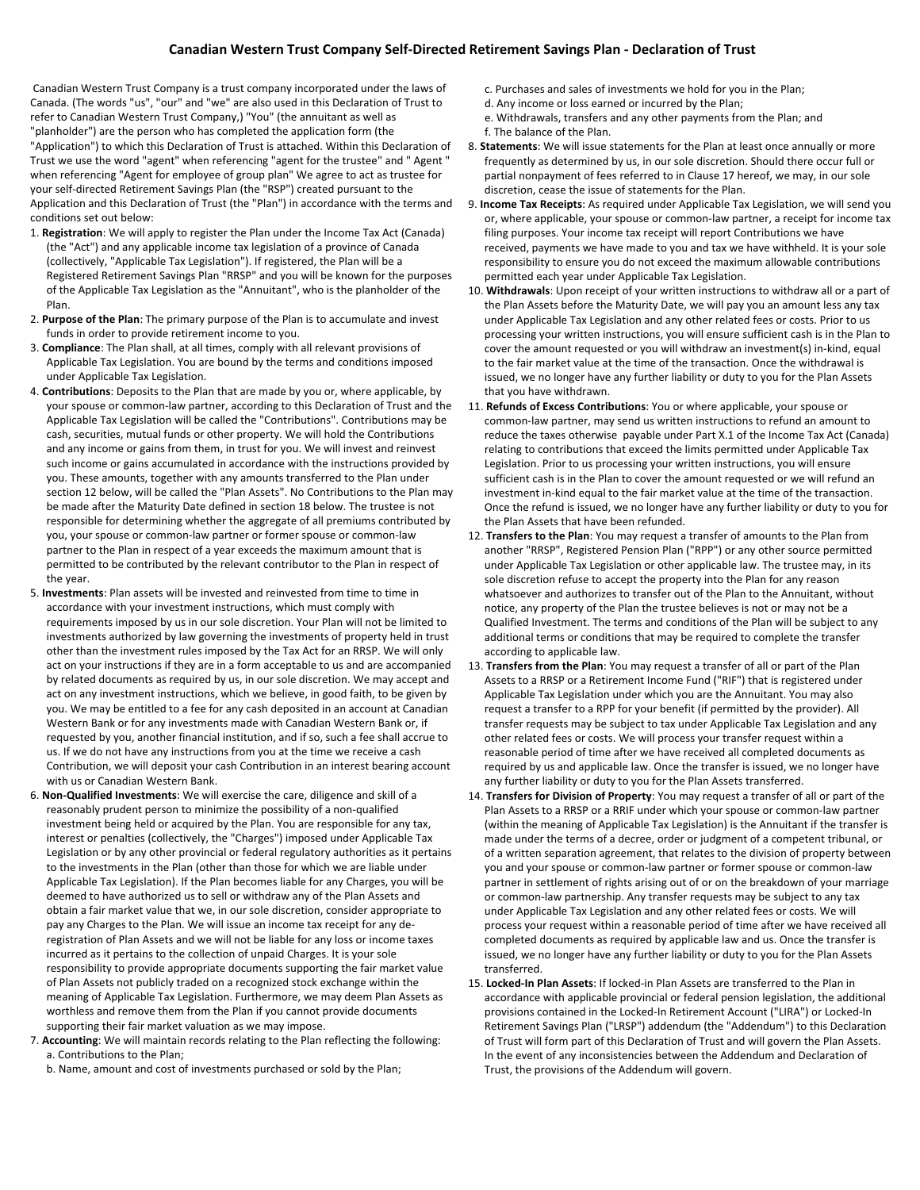## Canadian Western Trust Company Self-Directed Retirement Savings Plan - Declaration of Trust

Canadian Western Trust Company is a trust company incorporated under the laws of Canada. (The words "us", "our" and "we" are also used in this Declaration of Trust to refer to Canadian Western Trust Company,) "You" (the annuitant as well as "planholder") are the person who has completed the application form (the "Application") to which this Declaration of Trust is attached. Within this Declaration of Trust we use the word "agent" when referencing "agent for the trustee" and " Agent " when referencing "Agent for employee of group plan" We agree to act as trustee for your self-directed Retirement Savings Plan (the "RSP") created pursuant to the Application and this Declaration of Trust (the "Plan") in accordance with the terms and conditions set out below:

1. **Registration**: We will apply to register the Plan under the Income Tax Act (Canada) (the "Act") and any applicable income tax legislation of a province of Canada (collectively, "Applicable Tax Legislation"). If registered, the Plan will be a Registered Retirement Savings Plan "RRSP" and you will be known for the purposes of the Applicable Tax Legislation as the "Annuitant", who is the planholder of the Plan.
2. **Purpose of the Plan**: The primary purpose of the Plan is to accumulate and invest funds in order to provide retirement income to you.
3. **Compliance**: The Plan shall, at all times, comply with all relevant provisions of Applicable Tax Legislation. You are bound by the terms and conditions imposed under Applicable Tax Legislation.
4. **Contributions**: Deposits to the Plan that are made by you or, where applicable, by your spouse or common-law partner, according to this Declaration of Trust and the Applicable Tax Legislation will be called the "Contributions". Contributions may be cash, securities, mutual funds or other property. We will hold the Contributions and any income or gains from them, in trust for you. We will invest and reinvest such income or gains accumulated in accordance with the instructions provided by you. These amounts, together with any amounts transferred to the Plan under section 12 below, will be called the "Plan Assets". No Contributions to the Plan may be made after the Maturity Date defined in section 18 below. The trustee is not responsible for determining whether the aggregate of all premiums contributed by you, your spouse or common-law partner or former spouse or common-law partner to the Plan in respect of a year exceeds the maximum amount that is permitted to be contributed by the relevant contributor to the Plan in respect of the year.
5. **Investments**: Plan assets will be invested and reinvested from time to time in accordance with your investment instructions, which must comply with requirements imposed by us in our sole discretion. Your Plan will not be limited to investments authorized by law governing the investments of property held in trust other than the investment rules imposed by the Tax Act for an RRSP. We will only act on your instructions if they are in a form acceptable to us and are accompanied by related documents as required by us, in our sole discretion. We may accept and act on any investment instructions, which we believe, in good faith, to be given by you. We may be entitled to a fee for any cash deposited in an account at Canadian Western Bank or for any investments made with Canadian Western Bank or, if requested by you, another financial institution, and if so, such a fee shall accrue to us. If we do not have any instructions from you at the time we receive a cash Contribution, we will deposit your cash Contribution in an interest bearing account with us or Canadian Western Bank.
6. **Non-Qualified Investments**: We will exercise the care, diligence and skill of a reasonably prudent person to minimize the possibility of a non-qualified investment being held or acquired by the Plan. You are responsible for any tax, interest or penalties (collectively, the "Charges") imposed under Applicable Tax Legislation or by any other provincial or federal regulatory authorities as it pertains to the investments in the Plan (other than those for which we are liable under Applicable Tax Legislation). If the Plan becomes liable for any Charges, you will be deemed to have authorized us to sell or withdraw any of the Plan Assets and obtain a fair market value that we, in our sole discretion, consider appropriate to pay any Charges to the Plan. We will issue an income tax receipt for any de-registration of Plan Assets and we will not be liable for any loss or income taxes incurred as it pertains to the collection of unpaid Charges. It is your sole responsibility to provide appropriate documents supporting the fair market value of Plan Assets not publicly traded on a recognized stock exchange within the meaning of Applicable Tax Legislation. Furthermore, we may deem Plan Assets as worthless and remove them from the Plan if you cannot provide documents supporting their fair market valuation as we may impose.
7. **Accounting**: We will maintain records relating to the Plan reflecting the following:
   a. Contributions to the Plan;
   b. Name, amount and cost of investments purchased or sold by the Plan;
   c. Purchases and sales of investments we hold for you in the Plan;
   d. Any income or loss earned or incurred by the Plan;
   e. Withdrawals, transfers and any other payments from the Plan; and
   f. The balance of the Plan.
8. **Statements**: We will issue statements for the Plan at least once annually or more frequently as determined by us, in our sole discretion. Should there occur full or partial nonpayment of fees referred to in Clause 17 hereof, we may, in our sole discretion, cease the issue of statements for the Plan.
9. **Income Tax Receipts**: As required under Applicable Tax Legislation, we will send you or, where applicable, your spouse or common-law partner, a receipt for income tax filing purposes. Your income tax receipt will report Contributions we have received, payments we have made to you and tax we have withheld. It is your sole responsibility to ensure you do not exceed the maximum allowable contributions permitted each year under Applicable Tax Legislation.
10. **Withdrawals**: Upon receipt of your written instructions to withdraw all or a part of the Plan Assets before the Maturity Date, we will pay you an amount less any tax under Applicable Tax Legislation and any other related fees or costs. Prior to us processing your written instructions, you will ensure sufficient cash is in the Plan to cover the amount requested or you will withdraw an investment(s) in-kind, equal to the fair market value at the time of the transaction. Once the withdrawal is issued, we no longer have any further liability or duty to you for the Plan Assets that you have withdrawn.
11. **Refunds of Excess Contributions**: You or where applicable, your spouse or common-law partner, may send us written instructions to refund an amount to reduce the taxes otherwise payable under Part X.1 of the Income Tax Act (Canada) relating to contributions that exceed the limits permitted under Applicable Tax Legislation. Prior to us processing your written instructions, you will ensure sufficient cash is in the Plan to cover the amount requested or we will refund an investment in-kind equal to the fair market value at the time of the transaction. Once the refund is issued, we no longer have any further liability or duty to you for the Plan Assets that have been refunded.
12. **Transfers to the Plan**: You may request a transfer of amounts to the Plan from another "RRSP", Registered Pension Plan ("RPP") or any other source permitted under Applicable Tax Legislation or other applicable law. The trustee may, in its sole discretion refuse to accept the property into the Plan for any reason whatsoever and authorizes to transfer out of the Plan to the Annuitant, without notice, any property of the Plan the trustee believes is not or may not be a Qualified Investment. The terms and conditions of the Plan will be subject to any additional terms or conditions that may be required to complete the transfer according to applicable law.
13. **Transfers from the Plan**: You may request a transfer of all or part of the Plan Assets to a RRSP or a Retirement Income Fund ("RIF") that is registered under Applicable Tax Legislation under which you are the Annuitant. You may also request a transfer to a RPP for your benefit (if permitted by the provider). All transfer requests may be subject to tax under Applicable Tax Legislation and any other related fees or costs. We will process your transfer request within a reasonable period of time after we have received all completed documents as required by us and applicable law. Once the transfer is issued, we no longer have any further liability or duty to you for the Plan Assets transferred.
14. **Transfers for Division of Property**: You may request a transfer of all or part of the Plan Assets to a RRSP or a RRIF under which your spouse or common-law partner (within the meaning of Applicable Tax Legislation) is the Annuitant if the transfer is made under the terms of a decree, order or judgment of a competent tribunal, or of a written separation agreement, that relates to the division of property between you and your spouse or common-law partner or former spouse or common-law partner in settlement of rights arising out of or on the breakdown of your marriage or common-law partnership. Any transfer requests may be subject to any tax under Applicable Tax Legislation and any other related fees or costs. We will process your request within a reasonable period of time after we have received all completed documents as required by applicable law and us. Once the transfer is issued, we no longer have any further liability or duty to you for the Plan Assets transferred.
15. **Locked-In Plan Assets**: If locked-in Plan Assets are transferred to the Plan in accordance with applicable provincial or federal pension legislation, the additional provisions contained in the Locked-In Retirement Account ("LIRA") or Locked-In Retirement Savings Plan ("LRSP") addendum (the "Addendum") to this Declaration of Trust will form part of this Declaration of Trust and will govern the Plan Assets. In the event of any inconsistencies between the Addendum and Declaration of Trust, the provisions of the Addendum will govern.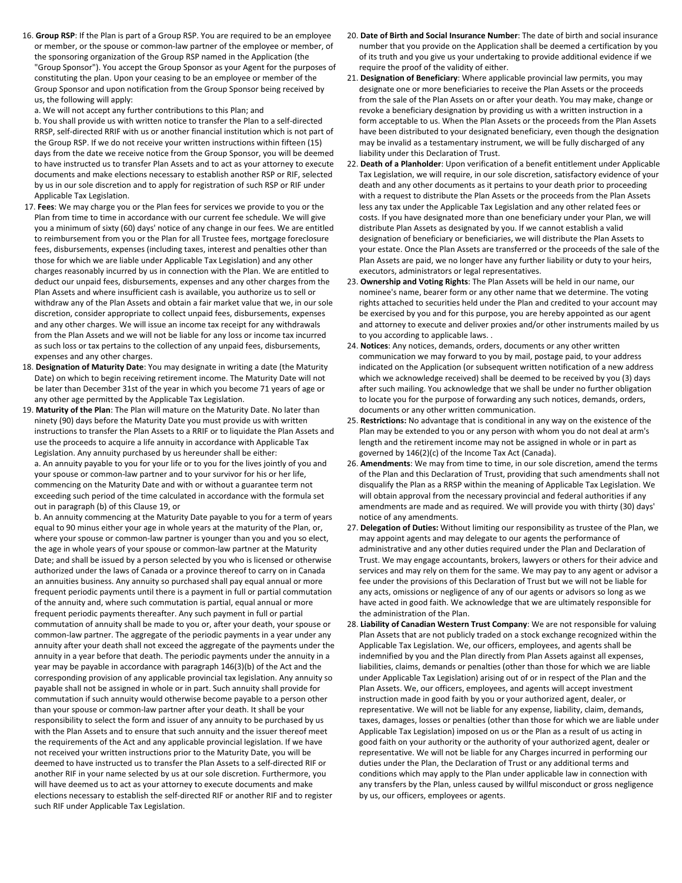16. **Group RSP**: If the Plan is part of a Group RSP. You are required to be an employee or member, or the spouse or common-law partner of the employee or member, of the sponsoring organization of the Group RSP named in the Application (the "Group Sponsor"). You accept the Group Sponsor as your Agent for the purposes of constituting the plan. Upon your ceasing to be an employee or member of the Group Sponsor and upon notification from the Group Sponsor being received by us, the following will apply:

    a. We will not accept any further contributions to this Plan; and

    b. You shall provide us with written notice to transfer the Plan to a self-directed RRSP, self-directed RRIF with us or another financial institution which is not part of the Group RSP. If we do not receive your written instructions within fifteen (15) days from the date we receive notice from the Group Sponsor, you will be deemed to have instructed us to transfer Plan Assets and to act as your attorney to execute documents and make elections necessary to establish another RSP or RIF, selected by us in our sole discretion and to apply for registration of such RSP or RIF under Applicable Tax Legislation.

17. **Fees**: We may charge you or the Plan fees for services we provide to you or the Plan from time to time in accordance with our current fee schedule. We will give you a minimum of sixty (60) days' notice of any change in our fees. We are entitled to reimbursement from you or the Plan for all Trustee fees, mortgage foreclosure fees, disbursements, expenses (including taxes, interest and penalties other than those for which we are liable under Applicable Tax Legislation) and any other charges reasonably incurred by us in connection with the Plan. We are entitled to deduct our unpaid fees, disbursements, expenses and any other charges from the Plan Assets and where insufficient cash is available, you authorize us to sell or withdraw any of the Plan Assets and obtain a fair market value that we, in our sole discretion, consider appropriate to collect unpaid fees, disbursements, expenses and any other charges. We will issue an income tax receipt for any withdrawals from the Plan Assets and we will not be liable for any loss or income tax incurred as such loss or tax pertains to the collection of any unpaid fees, disbursements, expenses and any other charges.

18. **Designation of Maturity Date**: You may designate in writing a date (the Maturity Date) on which to begin receiving retirement income. The Maturity Date will not be later than December 31st of the year in which you become 71 years of age or any other age permitted by the Applicable Tax Legislation.

19. **Maturity of the Plan**: The Plan will mature on the Maturity Date. No later than ninety (90) days before the Maturity Date you must provide us with written instructions to transfer the Plan Assets to a RRIF or to liquidate the Plan Assets and use the proceeds to acquire a life annuity in accordance with Applicable Tax Legislation. Any annuity purchased by us hereunder shall be either:

    a. An annuity payable to you for your life or to you for the lives jointly of you and your spouse or common-law partner and to your survivor for his or her life, commencing on the Maturity Date and with or without a guarantee term not exceeding such period of the time calculated in accordance with the formula set out in paragraph (b) of this Clause 19, or

    b. An annuity commencing at the Maturity Date payable to you for a term of years equal to 90 minus either your age in whole years at the maturity of the Plan, or, where your spouse or common-law partner is younger than you and you so elect, the age in whole years of your spouse or common-law partner at the Maturity Date; and shall be issued by a person selected by you who is licensed or otherwise authorized under the laws of Canada or a province thereof to carry on in Canada an annuities business. Any annuity so purchased shall pay equal annual or more frequent periodic payments until there is a payment in full or partial commutation of the annuity and, where such commutation is partial, equal annual or more frequent periodic payments thereafter. Any such payment in full or partial commutation of annuity shall be made to you or, after your death, your spouse or common-law partner. The aggregate of the periodic payments in a year under any annuity after your death shall not exceed the aggregate of the payments under the annuity in a year before that death. The periodic payments under the annuity in a year may be payable in accordance with paragraph 146(3)(b) of the Act and the corresponding provision of any applicable provincial tax legislation. Any annuity so payable shall not be assigned in whole or in part. Such annuity shall provide for commutation if such annuity would otherwise become payable to a person other than your spouse or common-law partner after your death. It shall be your responsibility to select the form and issuer of any annuity to be purchased by us with the Plan Assets and to ensure that such annuity and the issuer thereof meet the requirements of the Act and any applicable provincial legislation. If we have not received your written instructions prior to the Maturity Date, you will be deemed to have instructed us to transfer the Plan Assets to a self-directed RIF or another RIF in your name selected by us at our sole discretion. Furthermore, you will have deemed us to act as your attorney to execute documents and make elections necessary to establish the self-directed RIF or another RIF and to register such RIF under Applicable Tax Legislation.

20. **Date of Birth and Social Insurance Number**: The date of birth and social insurance number that you provide on the Application shall be deemed a certification by you of its truth and you give us your undertaking to provide additional evidence if we require the proof of the validity of either.

21. **Designation of Beneficiary**: Where applicable provincial law permits, you may designate one or more beneficiaries to receive the Plan Assets or the proceeds from the sale of the Plan Assets on or after your death. You may make, change or revoke a beneficiary designation by providing us with a written instruction in a form acceptable to us. When the Plan Assets or the proceeds from the Plan Assets have been distributed to your designated beneficiary, even though the designation may be invalid as a testamentary instrument, we will be fully discharged of any liability under this Declaration of Trust.

22. **Death of a Planholder**: Upon verification of a benefit entitlement under Applicable Tax Legislation, we will require, in our sole discretion, satisfactory evidence of your death and any other documents as it pertains to your death prior to proceeding with a request to distribute the Plan Assets or the proceeds from the Plan Assets less any tax under the Applicable Tax Legislation and any other related fees or costs. If you have designated more than one beneficiary under your Plan, we will distribute Plan Assets as designated by you. If we cannot establish a valid designation of beneficiary or beneficiaries, we will distribute the Plan Assets to your estate. Once the Plan Assets are transferred or the proceeds of the sale of the Plan Assets are paid, we no longer have any further liability or duty to your heirs, executors, administrators or legal representatives.

23. **Ownership and Voting Rights**: The Plan Assets will be held in our name, our nominee's name, bearer form or any other name that we determine. The voting rights attached to securities held under the Plan and credited to your account may be exercised by you and for this purpose, you are hereby appointed as our agent and attorney to execute and deliver proxies and/or other instruments mailed by us to you according to applicable laws. .

24. **Notices**: Any notices, demands, orders, documents or any other written communication we may forward to you by mail, postage paid, to your address indicated on the Application (or subsequent written notification of a new address which we acknowledge received) shall be deemed to be received by you (3) days after such mailing. You acknowledge that we shall be under no further obligation to locate you for the purpose of forwarding any such notices, demands, orders, documents or any other written communication.

25. **Restrictions:** No advantage that is conditional in any way on the existence of the Plan may be extended to you or any person with whom you do not deal at arm's length and the retirement income may not be assigned in whole or in part as governed by 146(2)(c) of the Income Tax Act (Canada).

26. **Amendments**: We may from time to time, in our sole discretion, amend the terms of the Plan and this Declaration of Trust, providing that such amendments shall not disqualify the Plan as a RRSP within the meaning of Applicable Tax Legislation. We will obtain approval from the necessary provincial and federal authorities if any amendments are made and as required. We will provide you with thirty (30) days' notice of any amendments.

27. **Delegation of Duties:** Without limiting our responsibility as trustee of the Plan, we may appoint agents and may delegate to our agents the performance of administrative and any other duties required under the Plan and Declaration of Trust. We may engage accountants, brokers, lawyers or others for their advice and services and may rely on them for the same. We may pay to any agent or advisor a fee under the provisions of this Declaration of Trust but we will not be liable for any acts, omissions or negligence of any of our agents or advisors so long as we have acted in good faith. We acknowledge that we are ultimately responsible for the administration of the Plan.

28. **Liability of Canadian Western Trust Company**: We are not responsible for valuing Plan Assets that are not publicly traded on a stock exchange recognized within the Applicable Tax Legislation. We, our officers, employees, and agents shall be indemnified by you and the Plan directly from Plan Assets against all expenses, liabilities, claims, demands or penalties (other than those for which we are liable under Applicable Tax Legislation) arising out of or in respect of the Plan and the Plan Assets. We, our officers, employees, and agents will accept investment instruction made in good faith by you or your authorized agent, dealer, or representative. We will not be liable for any expense, liability, claim, demands, taxes, damages, losses or penalties (other than those for which we are liable under Applicable Tax Legislation) imposed on us or the Plan as a result of us acting in good faith on your authority or the authority of your authorized agent, dealer or representative. We will not be liable for any Charges incurred in performing our duties under the Plan, the Declaration of Trust or any additional terms and conditions which may apply to the Plan under applicable law in connection with any transfers by the Plan, unless caused by willful misconduct or gross negligence by us, our officers, employees or agents.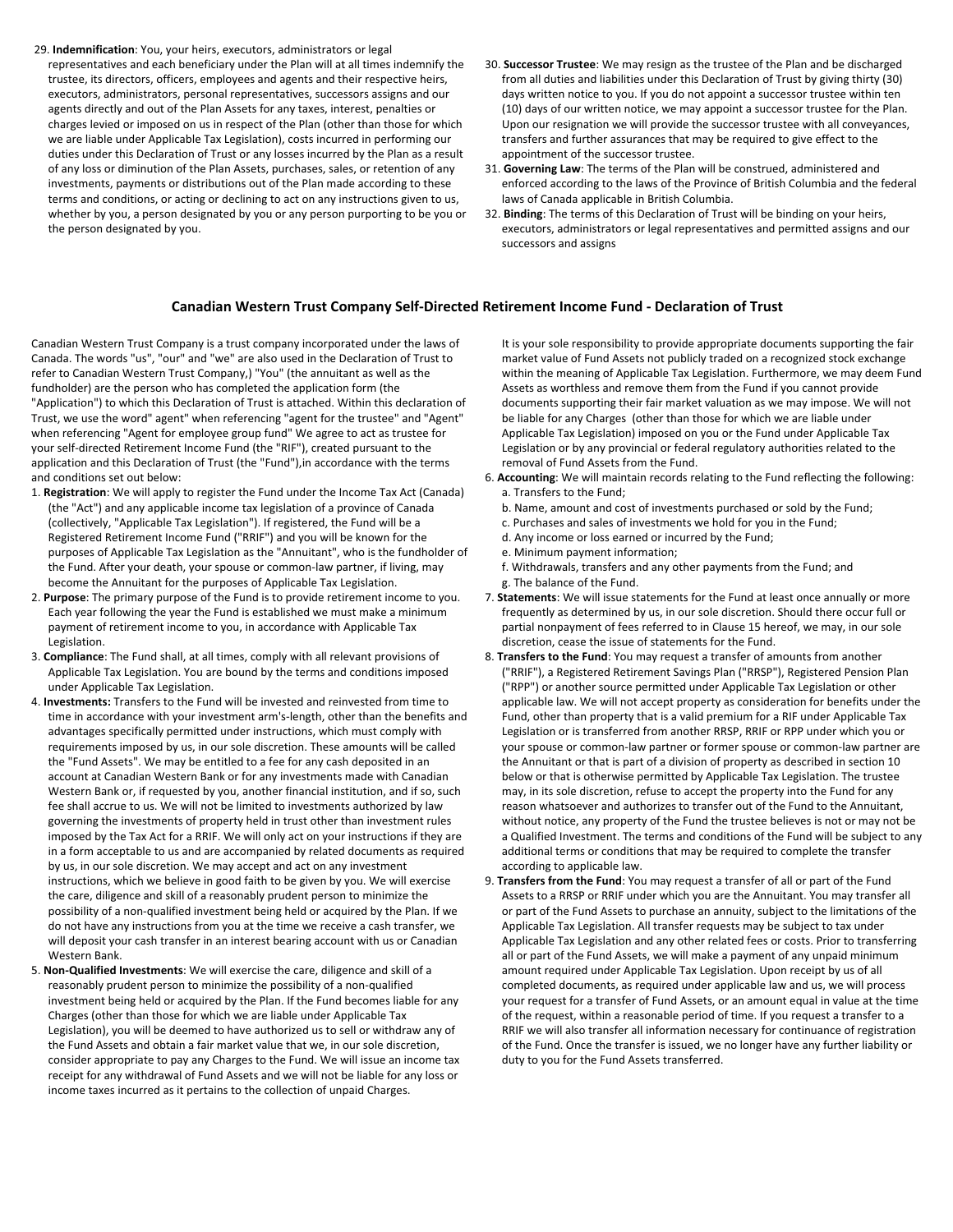29. **Indemnification**: You, your heirs, executors, administrators or legal representatives and each beneficiary under the Plan will at all times indemnify the trustee, its directors, officers, employees and agents and their respective heirs, executors, administrators, personal representatives, successors assigns and our agents directly and out of the Plan Assets for any taxes, interest, penalties or charges levied or imposed on us in respect of the Plan (other than those for which we are liable under Applicable Tax Legislation), costs incurred in performing our duties under this Declaration of Trust or any losses incurred by the Plan as a result of any loss or diminution of the Plan Assets, purchases, sales, or retention of any investments, payments or distributions out of the Plan made according to these terms and conditions, or acting or declining to act on any instructions given to us, whether by you, a person designated by you or any person purporting to be you or the person designated by you.
30. **Successor Trustee**: We may resign as the trustee of the Plan and be discharged from all duties and liabilities under this Declaration of Trust by giving thirty (30) days written notice to you. If you do not appoint a successor trustee within ten (10) days of our written notice, we may appoint a successor trustee for the Plan. Upon our resignation we will provide the successor trustee with all conveyances, transfers and further assurances that may be required to give effect to the appointment of the successor trustee.
31. **Governing Law**: The terms of the Plan will be construed, administered and enforced according to the laws of the Province of British Columbia and the federal laws of Canada applicable in British Columbia.
32. **Binding**: The terms of this Declaration of Trust will be binding on your heirs, executors, administrators or legal representatives and permitted assigns and our successors and assigns

## Canadian Western Trust Company Self-Directed Retirement Income Fund - Declaration of Trust

Canadian Western Trust Company is a trust company incorporated under the laws of Canada. The words "us", "our" and "we" are also used in the Declaration of Trust to refer to Canadian Western Trust Company,) "You" (the annuitant as well as the fundholder) are the person who has completed the application form (the "Application") to which this Declaration of Trust is attached. Within this declaration of Trust, we use the word" agent" when referencing "agent for the trustee" and "Agent" when referencing "Agent for employee group fund" We agree to act as trustee for your self-directed Retirement Income Fund (the "RIF"), created pursuant to the application and this Declaration of Trust (the "Fund"),in accordance with the terms and conditions set out below:

1. **Registration**: We will apply to register the Fund under the Income Tax Act (Canada) (the "Act") and any applicable income tax legislation of a province of Canada (collectively, "Applicable Tax Legislation"). If registered, the Fund will be a Registered Retirement Income Fund ("RRIF") and you will be known for the purposes of Applicable Tax Legislation as the "Annuitant", who is the fundholder of the Fund. After your death, your spouse or common-law partner, if living, may become the Annuitant for the purposes of Applicable Tax Legislation.
2. **Purpose**: The primary purpose of the Fund is to provide retirement income to you. Each year following the year the Fund is established we must make a minimum payment of retirement income to you, in accordance with Applicable Tax Legislation.
3. **Compliance**: The Fund shall, at all times, comply with all relevant provisions of Applicable Tax Legislation. You are bound by the terms and conditions imposed under Applicable Tax Legislation.
4. **Investments:** Transfers to the Fund will be invested and reinvested from time to time in accordance with your investment arm's-length, other than the benefits and advantages specifically permitted under instructions, which must comply with requirements imposed by us, in our sole discretion. These amounts will be called the "Fund Assets". We may be entitled to a fee for any cash deposited in an account at Canadian Western Bank or for any investments made with Canadian Western Bank or, if requested by you, another financial institution, and if so, such fee shall accrue to us. We will not be limited to investments authorized by law governing the investments of property held in trust other than investment rules imposed by the Tax Act for a RRIF. We will only act on your instructions if they are in a form acceptable to us and are accompanied by related documents as required by us, in our sole discretion. We may accept and act on any investment instructions, which we believe in good faith to be given by you. We will exercise the care, diligence and skill of a reasonably prudent person to minimize the possibility of a non-qualified investment being held or acquired by the Plan. If we do not have any instructions from you at the time we receive a cash transfer, we will deposit your cash transfer in an interest bearing account with us or Canadian Western Bank.
5. **Non-Qualified Investments**: We will exercise the care, diligence and skill of a reasonably prudent person to minimize the possibility of a non-qualified investment being held or acquired by the Plan. If the Fund becomes liable for any Charges (other than those for which we are liable under Applicable Tax Legislation), you will be deemed to have authorized us to sell or withdraw any of the Fund Assets and obtain a fair market value that we, in our sole discretion, consider appropriate to pay any Charges to the Fund. We will issue an income tax receipt for any withdrawal of Fund Assets and we will not be liable for any loss or income taxes incurred as it pertains to the collection of unpaid Charges.

   It is your sole responsibility to provide appropriate documents supporting the fair market value of Fund Assets not publicly traded on a recognized stock exchange within the meaning of Applicable Tax Legislation. Furthermore, we may deem Fund Assets as worthless and remove them from the Fund if you cannot provide documents supporting their fair market valuation as we may impose. We will not be liable for any Charges (other than those for which we are liable under Applicable Tax Legislation) imposed on you or the Fund under Applicable Tax Legislation or by any provincial or federal regulatory authorities related to the removal of Fund Assets from the Fund.
6. **Accounting**: We will maintain records relating to the Fund reflecting the following:
   a. Transfers to the Fund;
   b. Name, amount and cost of investments purchased or sold by the Fund;
   c. Purchases and sales of investments we hold for you in the Fund;
   d. Any income or loss earned or incurred by the Fund;
   e. Minimum payment information;
   f. Withdrawals, transfers and any other payments from the Fund; and
   g. The balance of the Fund.
7. **Statements**: We will issue statements for the Fund at least once annually or more frequently as determined by us, in our sole discretion. Should there occur full or partial nonpayment of fees referred to in Clause 15 hereof, we may, in our sole discretion, cease the issue of statements for the Fund.
8. **Transfers to the Fund**: You may request a transfer of amounts from another ("RRIF"), a Registered Retirement Savings Plan ("RRSP"), Registered Pension Plan ("RPP") or another source permitted under Applicable Tax Legislation or other applicable law. We will not accept property as consideration for benefits under the Fund, other than property that is a valid premium for a RIF under Applicable Tax Legislation or is transferred from another RRSP, RRIF or RPP under which you or your spouse or common-law partner or former spouse or common-law partner are the Annuitant or that is part of a division of property as described in section 10 below or that is otherwise permitted by Applicable Tax Legislation. The trustee may, in its sole discretion, refuse to accept the property into the Fund for any reason whatsoever and authorizes to transfer out of the Fund to the Annuitant, without notice, any property of the Fund the trustee believes is not or may not be a Qualified Investment. The terms and conditions of the Fund will be subject to any additional terms or conditions that may be required to complete the transfer according to applicable law.
9. **Transfers from the Fund**: You may request a transfer of all or part of the Fund Assets to a RRSP or RRIF under which you are the Annuitant. You may transfer all or part of the Fund Assets to purchase an annuity, subject to the limitations of the Applicable Tax Legislation. All transfer requests may be subject to tax under Applicable Tax Legislation and any other related fees or costs. Prior to transferring all or part of the Fund Assets, we will make a payment of any unpaid minimum amount required under Applicable Tax Legislation. Upon receipt by us of all completed documents, as required under applicable law and us, we will process your request for a transfer of Fund Assets, or an amount equal in value at the time of the request, within a reasonable period of time. If you request a transfer to a RRIF we will also transfer all information necessary for continuance of registration of the Fund. Once the transfer is issued, we no longer have any further liability or duty to you for the Fund Assets transferred.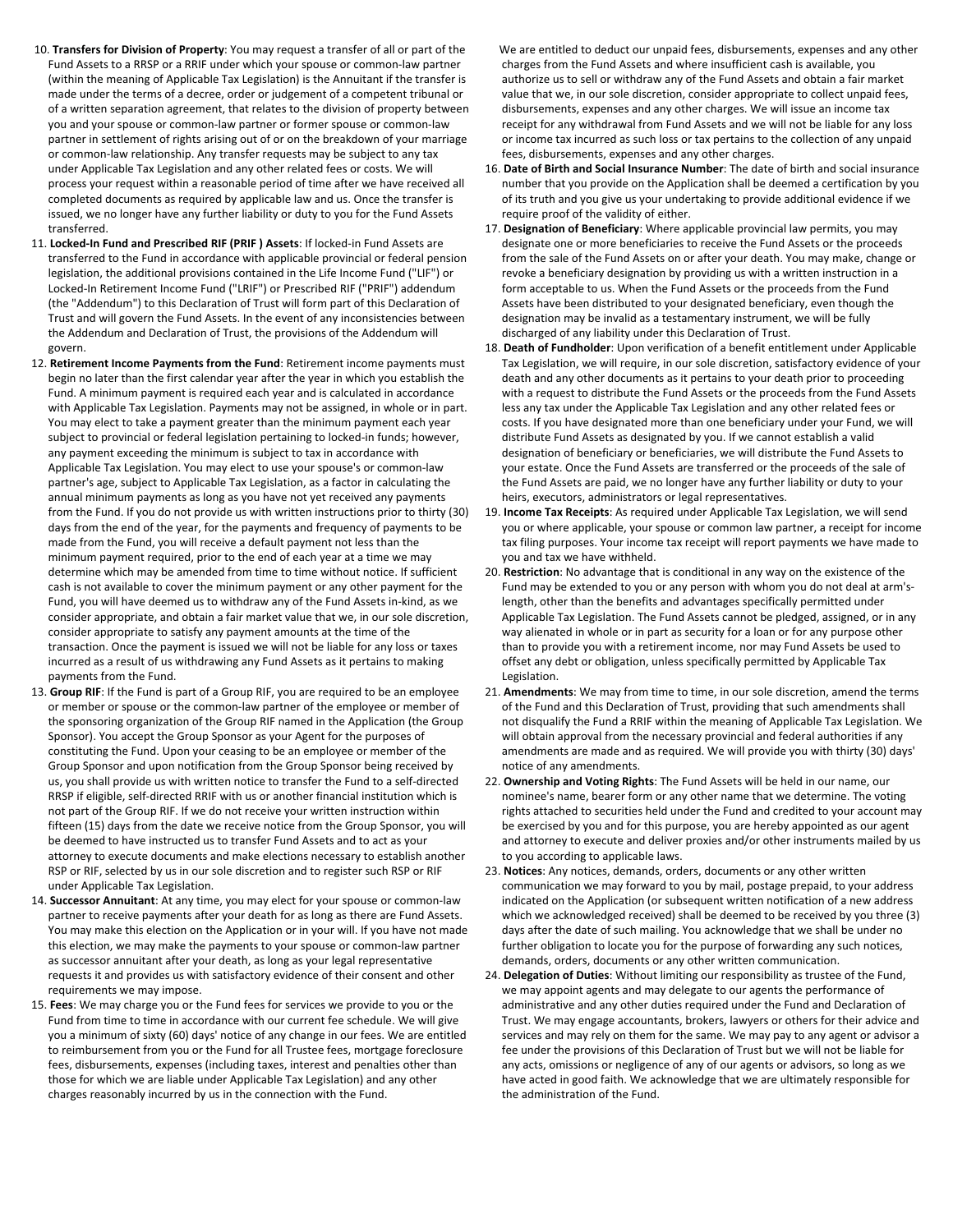10. **Transfers for Division of Property**: You may request a transfer of all or part of the Fund Assets to a RRSP or a RRIF under which your spouse or common-law partner (within the meaning of Applicable Tax Legislation) is the Annuitant if the transfer is made under the terms of a decree, order or judgement of a competent tribunal or of a written separation agreement, that relates to the division of property between you and your spouse or common-law partner or former spouse or common-law partner in settlement of rights arising out of or on the breakdown of your marriage or common-law relationship. Any transfer requests may be subject to any tax under Applicable Tax Legislation and any other related fees or costs. We will process your request within a reasonable period of time after we have received all completed documents as required by applicable law and us. Once the transfer is issued, we no longer have any further liability or duty to you for the Fund Assets transferred.
11. **Locked-In Fund and Prescribed RIF (PRIF ) Assets**: If locked-in Fund Assets are transferred to the Fund in accordance with applicable provincial or federal pension legislation, the additional provisions contained in the Life Income Fund ("LIF") or Locked-In Retirement Income Fund ("LRIF") or Prescribed RIF ("PRIF") addendum (the "Addendum") to this Declaration of Trust will form part of this Declaration of Trust and will govern the Fund Assets. In the event of any inconsistencies between the Addendum and Declaration of Trust, the provisions of the Addendum will govern.
12. **Retirement Income Payments from the Fund**: Retirement income payments must begin no later than the first calendar year after the year in which you establish the Fund. A minimum payment is required each year and is calculated in accordance with Applicable Tax Legislation. Payments may not be assigned, in whole or in part. You may elect to take a payment greater than the minimum payment each year subject to provincial or federal legislation pertaining to locked-in funds; however, any payment exceeding the minimum is subject to tax in accordance with Applicable Tax Legislation. You may elect to use your spouse's or common-law partner's age, subject to Applicable Tax Legislation, as a factor in calculating the annual minimum payments as long as you have not yet received any payments from the Fund. If you do not provide us with written instructions prior to thirty (30) days from the end of the year, for the payments and frequency of payments to be made from the Fund, you will receive a default payment not less than the minimum payment required, prior to the end of each year at a time we may determine which may be amended from time to time without notice. If sufficient cash is not available to cover the minimum payment or any other payment for the Fund, you will have deemed us to withdraw any of the Fund Assets in-kind, as we consider appropriate, and obtain a fair market value that we, in our sole discretion, consider appropriate to satisfy any payment amounts at the time of the transaction. Once the payment is issued we will not be liable for any loss or taxes incurred as a result of us withdrawing any Fund Assets as it pertains to making payments from the Fund.
13. **Group RIF**: If the Fund is part of a Group RIF, you are required to be an employee or member or spouse or the common-law partner of the employee or member of the sponsoring organization of the Group RIF named in the Application (the Group Sponsor). You accept the Group Sponsor as your Agent for the purposes of constituting the Fund. Upon your ceasing to be an employee or member of the Group Sponsor and upon notification from the Group Sponsor being received by us, you shall provide us with written notice to transfer the Fund to a self-directed RRSP if eligible, self-directed RRIF with us or another financial institution which is not part of the Group RIF. If we do not receive your written instruction within fifteen (15) days from the date we receive notice from the Group Sponsor, you will be deemed to have instructed us to transfer Fund Assets and to act as your attorney to execute documents and make elections necessary to establish another RSP or RIF, selected by us in our sole discretion and to register such RSP or RIF under Applicable Tax Legislation.
14. **Successor Annuitant**: At any time, you may elect for your spouse or common-law partner to receive payments after your death for as long as there are Fund Assets. You may make this election on the Application or in your will. If you have not made this election, we may make the payments to your spouse or common-law partner as successor annuitant after your death, as long as your legal representative requests it and provides us with satisfactory evidence of their consent and other requirements we may impose.
15. **Fees**: We may charge you or the Fund fees for services we provide to you or the Fund from time to time in accordance with our current fee schedule. We will give you a minimum of sixty (60) days' notice of any change in our fees. We are entitled to reimbursement from you or the Fund for all Trustee fees, mortgage foreclosure fees, disbursements, expenses (including taxes, interest and penalties other than those for which we are liable under Applicable Tax Legislation) and any other charges reasonably incurred by us in the connection with the Fund.

    We are entitled to deduct our unpaid fees, disbursements, expenses and any other charges from the Fund Assets and where insufficient cash is available, you authorize us to sell or withdraw any of the Fund Assets and obtain a fair market value that we, in our sole discretion, consider appropriate to collect unpaid fees, disbursements, expenses and any other charges. We will issue an income tax receipt for any withdrawal from Fund Assets and we will not be liable for any loss or income tax incurred as such loss or tax pertains to the collection of any unpaid fees, disbursements, expenses and any other charges.
16. **Date of Birth and Social Insurance Number**: The date of birth and social insurance number that you provide on the Application shall be deemed a certification by you of its truth and you give us your undertaking to provide additional evidence if we require proof of the validity of either.
17. **Designation of Beneficiary**: Where applicable provincial law permits, you may designate one or more beneficiaries to receive the Fund Assets or the proceeds from the sale of the Fund Assets on or after your death. You may make, change or revoke a beneficiary designation by providing us with a written instruction in a form acceptable to us. When the Fund Assets or the proceeds from the Fund Assets have been distributed to your designated beneficiary, even though the designation may be invalid as a testamentary instrument, we will be fully discharged of any liability under this Declaration of Trust.
18. **Death of Fundholder**: Upon verification of a benefit entitlement under Applicable Tax Legislation, we will require, in our sole discretion, satisfactory evidence of your death and any other documents as it pertains to your death prior to proceeding with a request to distribute the Fund Assets or the proceeds from the Fund Assets less any tax under the Applicable Tax Legislation and any other related fees or costs. If you have designated more than one beneficiary under your Fund, we will distribute Fund Assets as designated by you. If we cannot establish a valid designation of beneficiary or beneficiaries, we will distribute the Fund Assets to your estate. Once the Fund Assets are transferred or the proceeds of the sale of the Fund Assets are paid, we no longer have any further liability or duty to your heirs, executors, administrators or legal representatives.
19. **Income Tax Receipts**: As required under Applicable Tax Legislation, we will send you or where applicable, your spouse or common law partner, a receipt for income tax filing purposes. Your income tax receipt will report payments we have made to you and tax we have withheld.
20. **Restriction**: No advantage that is conditional in any way on the existence of the Fund may be extended to you or any person with whom you do not deal at arm's-length, other than the benefits and advantages specifically permitted under Applicable Tax Legislation. The Fund Assets cannot be pledged, assigned, or in any way alienated in whole or in part as security for a loan or for any purpose other than to provide you with a retirement income, nor may Fund Assets be used to offset any debt or obligation, unless specifically permitted by Applicable Tax Legislation.
21. **Amendments**: We may from time to time, in our sole discretion, amend the terms of the Fund and this Declaration of Trust, providing that such amendments shall not disqualify the Fund a RRIF within the meaning of Applicable Tax Legislation. We will obtain approval from the necessary provincial and federal authorities if any amendments are made and as required. We will provide you with thirty (30) days' notice of any amendments.
22. **Ownership and Voting Rights**: The Fund Assets will be held in our name, our nominee's name, bearer form or any other name that we determine. The voting rights attached to securities held under the Fund and credited to your account may be exercised by you and for this purpose, you are hereby appointed as our agent and attorney to execute and deliver proxies and/or other instruments mailed by us to you according to applicable laws.
23. **Notices**: Any notices, demands, orders, documents or any other written communication we may forward to you by mail, postage prepaid, to your address indicated on the Application (or subsequent written notification of a new address which we acknowledged received) shall be deemed to be received by you three (3) days after the date of such mailing. You acknowledge that we shall be under no further obligation to locate you for the purpose of forwarding any such notices, demands, orders, documents or any other written communication.
24. **Delegation of Duties**: Without limiting our responsibility as trustee of the Fund, we may appoint agents and may delegate to our agents the performance of administrative and any other duties required under the Fund and Declaration of Trust. We may engage accountants, brokers, lawyers or others for their advice and services and may rely on them for the same. We may pay to any agent or advisor a fee under the provisions of this Declaration of Trust but we will not be liable for any acts, omissions or negligence of any of our agents or advisors, so long as we have acted in good faith. We acknowledge that we are ultimately responsible for the administration of the Fund.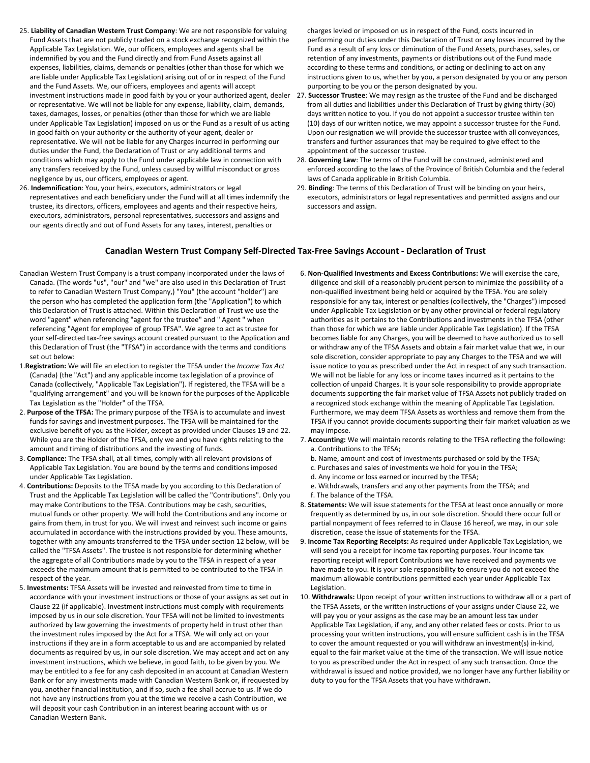25. **Liability of Canadian Western Trust Company**: We are not responsible for valuing Fund Assets that are not publicly traded on a stock exchange recognized within the Applicable Tax Legislation. We, our officers, employees and agents shall be indemnified by you and the Fund directly and from Fund Assets against all expenses, liabilities, claims, demands or penalties (other than those for which we are liable under Applicable Tax Legislation) arising out of or in respect of the Fund and the Fund Assets. We, our officers, employees and agents will accept investment instructions made in good faith by you or your authorized agent, dealer or representative. We will not be liable for any expense, liability, claim, demands, taxes, damages, losses, or penalties (other than those for which we are liable under Applicable Tax Legislation) imposed on us or the Fund as a result of us acting in good faith on your authority or the authority of your agent, dealer or representative. We will not be liable for any Charges incurred in performing our duties under the Fund, the Declaration of Trust or any additional terms and conditions which may apply to the Fund under applicable law in connection with any transfers received by the Fund, unless caused by willful misconduct or gross negligence by us, our officers, employees or agent.
26. **Indemnification**: You, your heirs, executors, administrators or legal representatives and each beneficiary under the Fund will at all times indemnify the trustee, its directors, officers, employees and agents and their respective heirs, executors, administrators, personal representatives, successors and assigns and our agents directly and out of Fund Assets for any taxes, interest, penalties or charges levied or imposed on us in respect of the Fund, costs incurred in performing our duties under this Declaration of Trust or any losses incurred by the Fund as a result of any loss or diminution of the Fund Assets, purchases, sales, or retention of any investments, payments or distributions out of the Fund made according to these terms and conditions, or acting or declining to act on any instructions given to us, whether by you, a person designated by you or any person purporting to be you or the person designated by you.
27. **Successor Trustee**: We may resign as the trustee of the Fund and be discharged from all duties and liabilities under this Declaration of Trust by giving thirty (30) days written notice to you. If you do not appoint a successor trustee within ten (10) days of our written notice, we may appoint a successor trustee for the Fund. Upon our resignation we will provide the successor trustee with all conveyances, transfers and further assurances that may be required to give effect to the appointment of the successor trustee.
28. **Governing Law**: The terms of the Fund will be construed, administered and enforced according to the laws of the Province of British Columbia and the federal laws of Canada applicable in British Columbia.
29. **Binding**: The terms of this Declaration of Trust will be binding on your heirs, executors, administrators or legal representatives and permitted assigns and our successors and assign.

## Canadian Western Trust Company Self-Directed Tax-Free Savings Account - Declaration of Trust

Canadian Western Trust Company is a trust company incorporated under the laws of Canada. (The words "us", "our" and "we" are also used in this Declaration of Trust to refer to Canadian Western Trust Company,) "You" (the account "holder") are the person who has completed the application form (the "Application") to which this Declaration of Trust is attached. Within this Declaration of Trust we use the word "agent" when referencing "agent for the trustee" and " Agent " when referencing "Agent for employee of group TFSA". We agree to act as trustee for your self-directed tax-free savings account created pursuant to the Application and this Declaration of Trust (the "TFSA") in accordance with the terms and conditions set out below:

1. **Registration:** We will file an election to register the TFSA under the *Income Tax Act* (Canada) (the "Act") and any applicable income tax legislation of a province of Canada (collectively, "Applicable Tax Legislation"). If registered, the TFSA will be a "qualifying arrangement" and you will be known for the purposes of the Applicable Tax Legislation as the "Holder" of the TFSA.
2. **Purpose of the TFSA:** The primary purpose of the TFSA is to accumulate and invest funds for savings and investment purposes. The TFSA will be maintained for the exclusive benefit of you as the Holder, except as provided under Clauses 19 and 22. While you are the Holder of the TFSA, only we and you have rights relating to the amount and timing of distributions and the investing of funds.
3. **Compliance:** The TFSA shall, at all times, comply with all relevant provisions of Applicable Tax Legislation. You are bound by the terms and conditions imposed under Applicable Tax Legislation.
4. **Contributions:** Deposits to the TFSA made by you according to this Declaration of Trust and the Applicable Tax Legislation will be called the "Contributions". Only you may make Contributions to the TFSA. Contributions may be cash, securities, mutual funds or other property. We will hold the Contributions and any income or gains from them, in trust for you. We will invest and reinvest such income or gains accumulated in accordance with the instructions provided by you. These amounts, together with any amounts transferred to the TFSA under section 12 below, will be called the "TFSA Assets". The trustee is not responsible for determining whether the aggregate of all Contributions made by you to the TFSA in respect of a year exceeds the maximum amount that is permitted to be contributed to the TFSA in respect of the year.
5. **Investments:** TFSA Assets will be invested and reinvested from time to time in accordance with your investment instructions or those of your assigns as set out in Clause 22 (if applicable). Investment instructions must comply with requirements imposed by us in our sole discretion. Your TFSA will not be limited to investments authorized by law governing the investments of property held in trust other than the investment rules imposed by the Act for a TFSA. We will only act on your instructions if they are in a form acceptable to us and are accompanied by related documents as required by us, in our sole discretion. We may accept and act on any investment instructions, which we believe, in good faith, to be given by you. We may be entitled to a fee for any cash deposited in an account at Canadian Western Bank or for any investments made with Canadian Western Bank or, if requested by you, another financial institution, and if so, such a fee shall accrue to us. If we do not have any instructions from you at the time we receive a cash Contribution, we will deposit your cash Contribution in an interest bearing account with us or Canadian Western Bank.
6. **Non-Qualified Investments and Excess Contributions:** We will exercise the care, diligence and skill of a reasonably prudent person to minimize the possibility of a non-qualified investment being held or acquired by the TFSA. You are solely responsible for any tax, interest or penalties (collectively, the "Charges") imposed under Applicable Tax Legislation or by any other provincial or federal regulatory authorities as it pertains to the Contributions and investments in the TFSA (other than those for which we are liable under Applicable Tax Legislation). If the TFSA becomes liable for any Charges, you will be deemed to have authorized us to sell or withdraw any of the TFSA Assets and obtain a fair market value that we, in our sole discretion, consider appropriate to pay any Charges to the TFSA and we will issue notice to you as prescribed under the Act in respect of any such transaction. We will not be liable for any loss or income taxes incurred as it pertains to the collection of unpaid Charges. It is your sole responsibility to provide appropriate documents supporting the fair market value of TFSA Assets not publicly traded on a recognized stock exchange within the meaning of Applicable Tax Legislation. Furthermore, we may deem TFSA Assets as worthless and remove them from the TFSA if you cannot provide documents supporting their fair market valuation as we may impose.
7. **Accounting:** We will maintain records relating to the TFSA reflecting the following:
   a. Contributions to the TFSA;
   b. Name, amount and cost of investments purchased or sold by the TFSA;
   c. Purchases and sales of investments we hold for you in the TFSA;
   d. Any income or loss earned or incurred by the TFSA;
   e. Withdrawals, transfers and any other payments from the TFSA; and
   f. The balance of the TFSA.
8. **Statements:** We will issue statements for the TFSA at least once annually or more frequently as determined by us, in our sole discretion. Should there occur full or partial nonpayment of fees referred to in Clause 16 hereof, we may, in our sole discretion, cease the issue of statements for the TFSA.
9. **Income Tax Reporting Receipts:** As required under Applicable Tax Legislation, we will send you a receipt for income tax reporting purposes. Your income tax reporting receipt will report Contributions we have received and payments we have made to you. It is your sole responsibility to ensure you do not exceed the maximum allowable contributions permitted each year under Applicable Tax Legislation.
10. **Withdrawals:** Upon receipt of your written instructions to withdraw all or a part of the TFSA Assets, or the written instructions of your assigns under Clause 22, we will pay you or your assigns as the case may be an amount less tax under Applicable Tax Legislation, if any, and any other related fees or costs. Prior to us processing your written instructions, you will ensure sufficient cash is in the TFSA to cover the amount requested or you will withdraw an investment(s) in-kind, equal to the fair market value at the time of the transaction. We will issue notice to you as prescribed under the Act in respect of any such transaction. Once the withdrawal is issued and notice provided, we no longer have any further liability or duty to you for the TFSA Assets that you have withdrawn.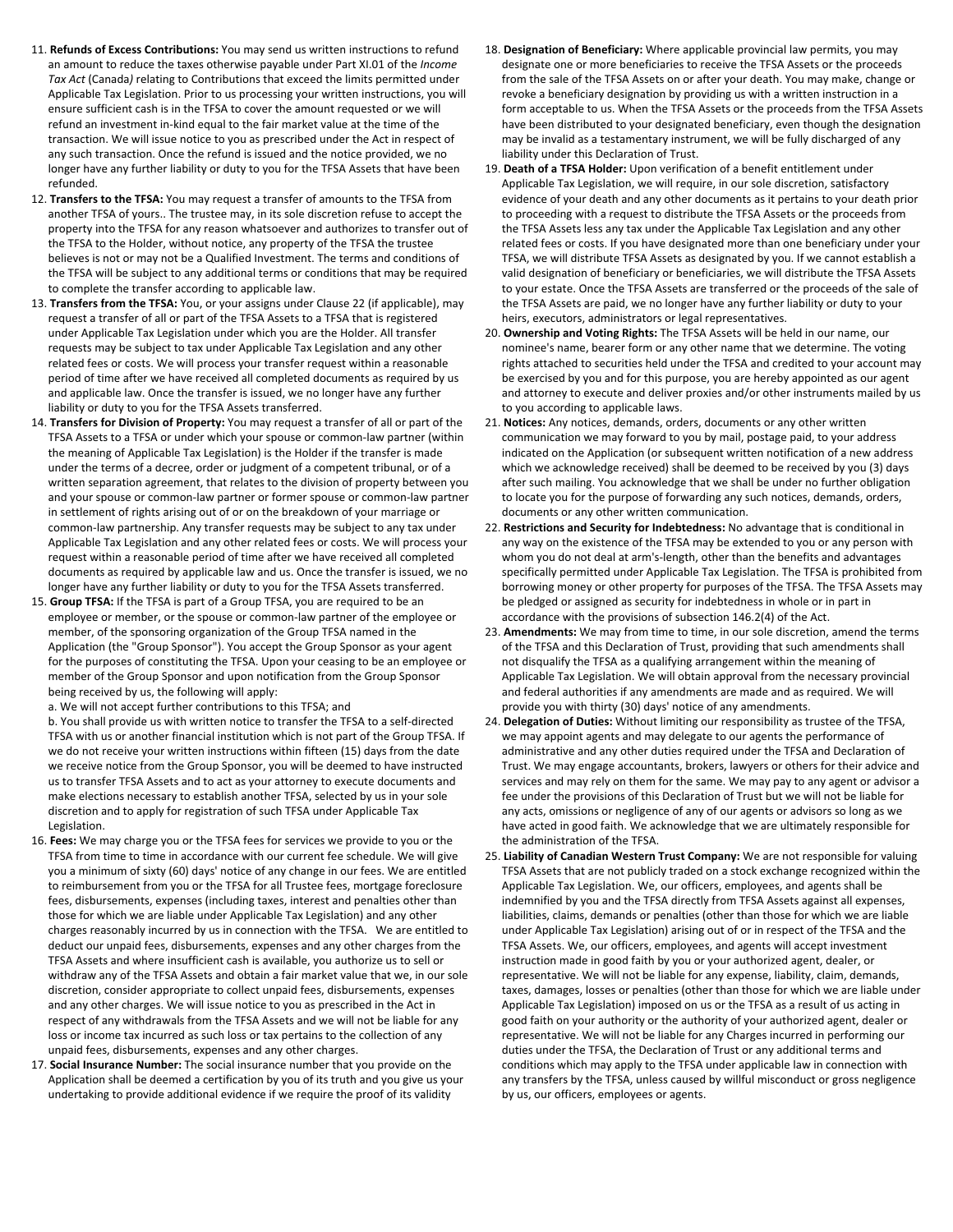11. **Refunds of Excess Contributions:** You may send us written instructions to refund an amount to reduce the taxes otherwise payable under Part XI.01 of the *Income Tax Act* (Canada*)* relating to Contributions that exceed the limits permitted under Applicable Tax Legislation. Prior to us processing your written instructions, you will ensure sufficient cash is in the TFSA to cover the amount requested or we will refund an investment in-kind equal to the fair market value at the time of the transaction. We will issue notice to you as prescribed under the Act in respect of any such transaction. Once the refund is issued and the notice provided, we no longer have any further liability or duty to you for the TFSA Assets that have been refunded.
12. **Transfers to the TFSA:** You may request a transfer of amounts to the TFSA from another TFSA of yours.. The trustee may, in its sole discretion refuse to accept the property into the TFSA for any reason whatsoever and authorizes to transfer out of the TFSA to the Holder, without notice, any property of the TFSA the trustee believes is not or may not be a Qualified Investment. The terms and conditions of the TFSA will be subject to any additional terms or conditions that may be required to complete the transfer according to applicable law.
13. **Transfers from the TFSA:** You, or your assigns under Clause 22 (if applicable), may request a transfer of all or part of the TFSA Assets to a TFSA that is registered under Applicable Tax Legislation under which you are the Holder. All transfer requests may be subject to tax under Applicable Tax Legislation and any other related fees or costs. We will process your transfer request within a reasonable period of time after we have received all completed documents as required by us and applicable law. Once the transfer is issued, we no longer have any further liability or duty to you for the TFSA Assets transferred.
14. **Transfers for Division of Property:** You may request a transfer of all or part of the TFSA Assets to a TFSA or under which your spouse or common-law partner (within the meaning of Applicable Tax Legislation) is the Holder if the transfer is made under the terms of a decree, order or judgment of a competent tribunal, or of a written separation agreement, that relates to the division of property between you and your spouse or common-law partner or former spouse or common-law partner in settlement of rights arising out of or on the breakdown of your marriage or common-law partnership. Any transfer requests may be subject to any tax under Applicable Tax Legislation and any other related fees or costs. We will process your request within a reasonable period of time after we have received all completed documents as required by applicable law and us. Once the transfer is issued, we no longer have any further liability or duty to you for the TFSA Assets transferred.
15. **Group TFSA:** If the TFSA is part of a Group TFSA, you are required to be an employee or member, or the spouse or common-law partner of the employee or member, of the sponsoring organization of the Group TFSA named in the Application (the "Group Sponsor"). You accept the Group Sponsor as your agent for the purposes of constituting the TFSA. Upon your ceasing to be an employee or member of the Group Sponsor and upon notification from the Group Sponsor being received by us, the following will apply:

    a. We will not accept further contributions to this TFSA; and

    b. You shall provide us with written notice to transfer the TFSA to a self-directed TFSA with us or another financial institution which is not part of the Group TFSA. If we do not receive your written instructions within fifteen (15) days from the date we receive notice from the Group Sponsor, you will be deemed to have instructed us to transfer TFSA Assets and to act as your attorney to execute documents and make elections necessary to establish another TFSA, selected by us in your sole discretion and to apply for registration of such TFSA under Applicable Tax Legislation.
16. **Fees:** We may charge you or the TFSA fees for services we provide to you or the TFSA from time to time in accordance with our current fee schedule. We will give you a minimum of sixty (60) days' notice of any change in our fees. We are entitled to reimbursement from you or the TFSA for all Trustee fees, mortgage foreclosure fees, disbursements, expenses (including taxes, interest and penalties other than those for which we are liable under Applicable Tax Legislation) and any other charges reasonably incurred by us in connection with the TFSA. We are entitled to deduct our unpaid fees, disbursements, expenses and any other charges from the TFSA Assets and where insufficient cash is available, you authorize us to sell or withdraw any of the TFSA Assets and obtain a fair market value that we, in our sole discretion, consider appropriate to collect unpaid fees, disbursements, expenses and any other charges. We will issue notice to you as prescribed in the Act in respect of any withdrawals from the TFSA Assets and we will not be liable for any loss or income tax incurred as such loss or tax pertains to the collection of any unpaid fees, disbursements, expenses and any other charges.
17. **Social Insurance Number:** The social insurance number that you provide on the Application shall be deemed a certification by you of its truth and you give us your undertaking to provide additional evidence if we require the proof of its validity
18. **Designation of Beneficiary:** Where applicable provincial law permits, you may designate one or more beneficiaries to receive the TFSA Assets or the proceeds from the sale of the TFSA Assets on or after your death. You may make, change or revoke a beneficiary designation by providing us with a written instruction in a form acceptable to us. When the TFSA Assets or the proceeds from the TFSA Assets have been distributed to your designated beneficiary, even though the designation may be invalid as a testamentary instrument, we will be fully discharged of any liability under this Declaration of Trust.
19. **Death of a TFSA Holder:** Upon verification of a benefit entitlement under Applicable Tax Legislation, we will require, in our sole discretion, satisfactory evidence of your death and any other documents as it pertains to your death prior to proceeding with a request to distribute the TFSA Assets or the proceeds from the TFSA Assets less any tax under the Applicable Tax Legislation and any other related fees or costs. If you have designated more than one beneficiary under your TFSA, we will distribute TFSA Assets as designated by you. If we cannot establish a valid designation of beneficiary or beneficiaries, we will distribute the TFSA Assets to your estate. Once the TFSA Assets are transferred or the proceeds of the sale of the TFSA Assets are paid, we no longer have any further liability or duty to your heirs, executors, administrators or legal representatives.
20. **Ownership and Voting Rights:** The TFSA Assets will be held in our name, our nominee's name, bearer form or any other name that we determine. The voting rights attached to securities held under the TFSA and credited to your account may be exercised by you and for this purpose, you are hereby appointed as our agent and attorney to execute and deliver proxies and/or other instruments mailed by us to you according to applicable laws.
21. **Notices:** Any notices, demands, orders, documents or any other written communication we may forward to you by mail, postage paid, to your address indicated on the Application (or subsequent written notification of a new address which we acknowledge received) shall be deemed to be received by you (3) days after such mailing. You acknowledge that we shall be under no further obligation to locate you for the purpose of forwarding any such notices, demands, orders, documents or any other written communication.
22. **Restrictions and Security for Indebtedness:** No advantage that is conditional in any way on the existence of the TFSA may be extended to you or any person with whom you do not deal at arm's-length, other than the benefits and advantages specifically permitted under Applicable Tax Legislation. The TFSA is prohibited from borrowing money or other property for purposes of the TFSA. The TFSA Assets may be pledged or assigned as security for indebtedness in whole or in part in accordance with the provisions of subsection 146.2(4) of the Act.
23. **Amendments:** We may from time to time, in our sole discretion, amend the terms of the TFSA and this Declaration of Trust, providing that such amendments shall not disqualify the TFSA as a qualifying arrangement within the meaning of Applicable Tax Legislation. We will obtain approval from the necessary provincial and federal authorities if any amendments are made and as required. We will provide you with thirty (30) days' notice of any amendments.
24. **Delegation of Duties:** Without limiting our responsibility as trustee of the TFSA, we may appoint agents and may delegate to our agents the performance of administrative and any other duties required under the TFSA and Declaration of Trust. We may engage accountants, brokers, lawyers or others for their advice and services and may rely on them for the same. We may pay to any agent or advisor a fee under the provisions of this Declaration of Trust but we will not be liable for any acts, omissions or negligence of any of our agents or advisors so long as we have acted in good faith. We acknowledge that we are ultimately responsible for the administration of the TFSA.
25. **Liability of Canadian Western Trust Company:** We are not responsible for valuing TFSA Assets that are not publicly traded on a stock exchange recognized within the Applicable Tax Legislation. We, our officers, employees, and agents shall be indemnified by you and the TFSA directly from TFSA Assets against all expenses, liabilities, claims, demands or penalties (other than those for which we are liable under Applicable Tax Legislation) arising out of or in respect of the TFSA and the TFSA Assets. We, our officers, employees, and agents will accept investment instruction made in good faith by you or your authorized agent, dealer, or representative. We will not be liable for any expense, liability, claim, demands, taxes, damages, losses or penalties (other than those for which we are liable under Applicable Tax Legislation) imposed on us or the TFSA as a result of us acting in good faith on your authority or the authority of your authorized agent, dealer or representative. We will not be liable for any Charges incurred in performing our duties under the TFSA, the Declaration of Trust or any additional terms and conditions which may apply to the TFSA under applicable law in connection with any transfers by the TFSA, unless caused by willful misconduct or gross negligence by us, our officers, employees or agents.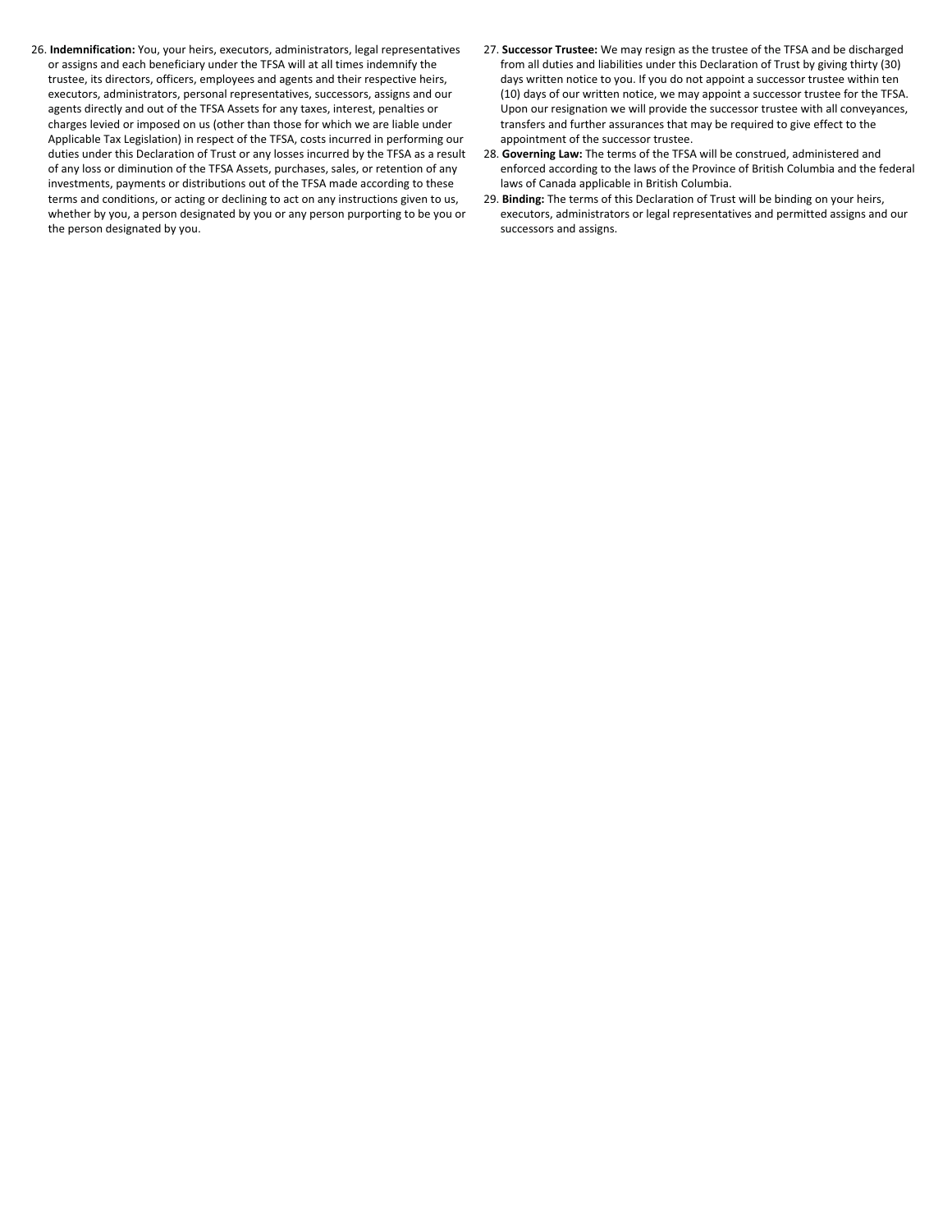26. **Indemnification:** You, your heirs, executors, administrators, legal representatives or assigns and each beneficiary under the TFSA will at all times indemnify the trustee, its directors, officers, employees and agents and their respective heirs, executors, administrators, personal representatives, successors, assigns and our agents directly and out of the TFSA Assets for any taxes, interest, penalties or charges levied or imposed on us (other than those for which we are liable under Applicable Tax Legislation) in respect of the TFSA, costs incurred in performing our duties under this Declaration of Trust or any losses incurred by the TFSA as a result of any loss or diminution of the TFSA Assets, purchases, sales, or retention of any investments, payments or distributions out of the TFSA made according to these terms and conditions, or acting or declining to act on any instructions given to us, whether by you, a person designated by you or any person purporting to be you or the person designated by you.

27. **Successor Trustee:** We may resign as the trustee of the TFSA and be discharged from all duties and liabilities under this Declaration of Trust by giving thirty (30) days written notice to you. If you do not appoint a successor trustee within ten (10) days of our written notice, we may appoint a successor trustee for the TFSA. Upon our resignation we will provide the successor trustee with all conveyances, transfers and further assurances that may be required to give effect to the appointment of the successor trustee.

28. **Governing Law:** The terms of the TFSA will be construed, administered and enforced according to the laws of the Province of British Columbia and the federal laws of Canada applicable in British Columbia.

29. **Binding:** The terms of this Declaration of Trust will be binding on your heirs, executors, administrators or legal representatives and permitted assigns and our successors and assigns.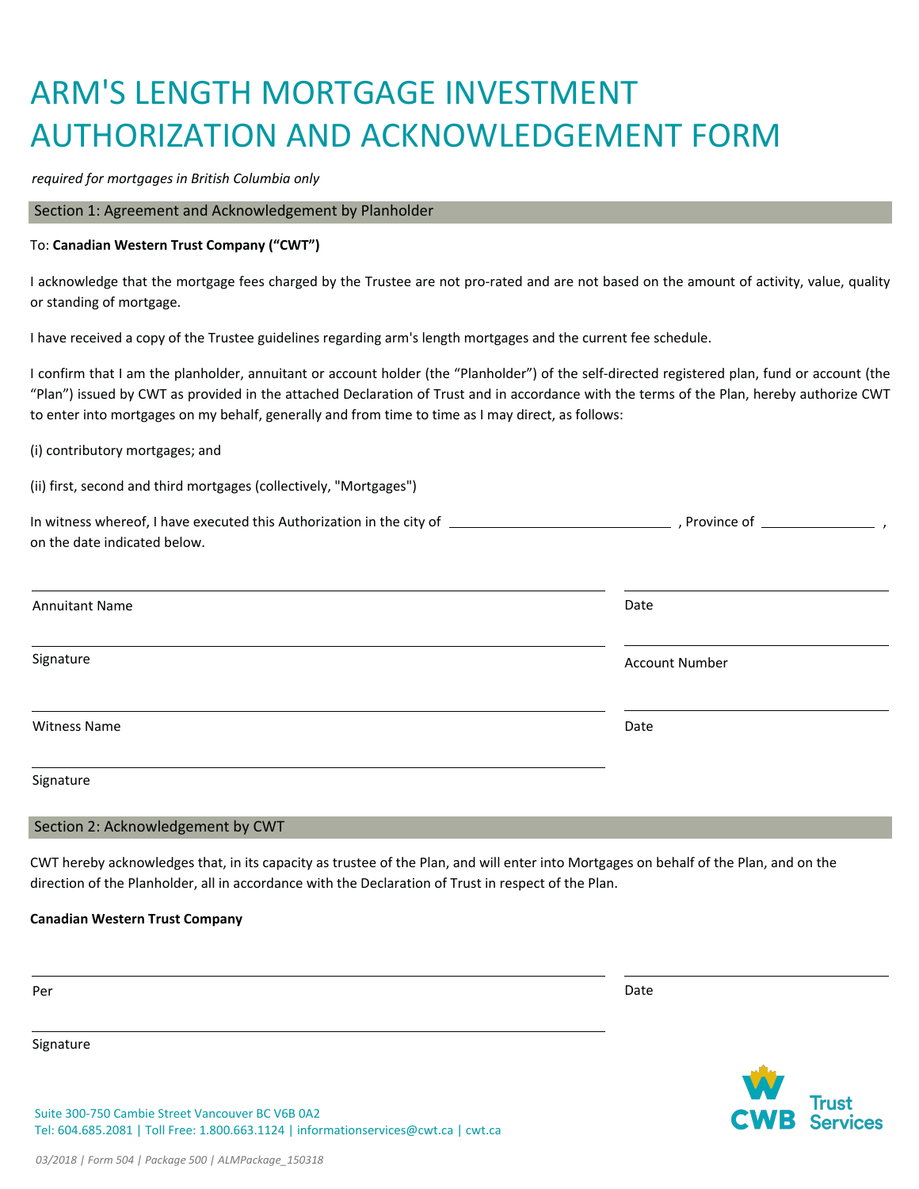# ARM'S LENGTH MORTGAGE INVESTMENT AUTHORIZATION AND ACKNOWLEDGEMENT FORM

*required for mortgages in British Columbia only*

## Section 1: Agreement and Acknowledgement by Planholder

To: **Canadian Western Trust Company ("CWT")**

I acknowledge that the mortgage fees charged by the Trustee are not pro-rated and are not based on the amount of activity, value, quality or standing of mortgage.

I have received a copy of the Trustee guidelines regarding arm's length mortgages and the current fee schedule.

I confirm that I am the planholder, annuitant or account holder (the "Planholder") of the self-directed registered plan, fund or account (the "Plan") issued by CWT as provided in the attached Declaration of Trust and in accordance with the terms of the Plan, hereby authorize CWT to enter into mortgages on my behalf, generally and from time to time as I may direct, as follows:

(i) contributory mortgages; and

(ii) first, second and third mortgages (collectively, "Mortgages")

In witness whereof, I have executed this Authorization in the city of ______________________ , Province of ______________ , on the date indicated below.

Annuitant Name ______________________ Date ______________

Signature ______________________ Account Number ______________

Witness Name ______________________ Date ______________

Signature ______________________

## Section 2: Acknowledgement by CWT

CWT hereby acknowledges that, in its capacity as trustee of the Plan, and will enter into Mortgages on behalf of the Plan, and on the direction of the Planholder, all in accordance with the Declaration of Trust in respect of the Plan.

**Canadian Western Trust Company**

Per ______________________ Date ______________

Signature ______________________

Suite 300-750 Cambie Street Vancouver BC V6B 0A2
Tel: 604.685.2081 | Toll Free: 1.800.663.1124 | informationservices@cwt.ca | cwt.ca

CWB Trust Services

*03/2018 | Form 504 | Package 500 | ALMPackage_150318*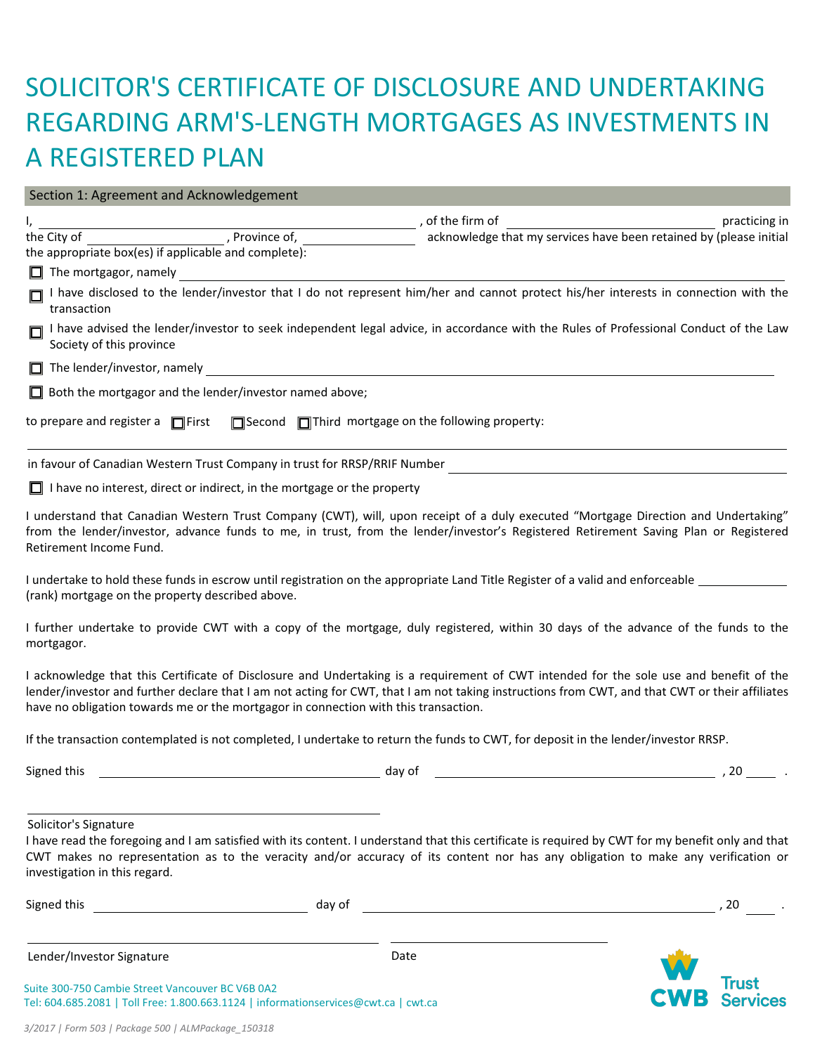# SOLICITOR'S CERTIFICATE OF DISCLOSURE AND UNDERTAKING REGARDING ARM'S-LENGTH MORTGAGES AS INVESTMENTS IN A REGISTERED PLAN

## Section 1: Agreement and Acknowledgement

I, ______________________________, of the firm of ______________________ practicing in the City of ______________, Province of, ______________ acknowledge that my services have been retained by (please initial the appropriate box(es) if applicable and complete):

- ☐ The mortgagor, namely ______________________________
- ☐ I have disclosed to the lender/investor that I do not represent him/her and cannot protect his/her interests in connection with the transaction
- ☐ I have advised the lender/investor to seek independent legal advice, in accordance with the Rules of Professional Conduct of the Law Society of this province
- ☐ The lender/investor, namely ______________________________
- ☐ Both the mortgagor and the lender/investor named above;

to prepare and register a ☐ First ☐ Second ☐ Third mortgage on the following property:

______________________________________________________________

in favour of Canadian Western Trust Company in trust for RRSP/RRIF Number ______________________

- ☐ I have no interest, direct or indirect, in the mortgage or the property

I understand that Canadian Western Trust Company (CWT), will, upon receipt of a duly executed "Mortgage Direction and Undertaking" from the lender/investor, advance funds to me, in trust, from the lender/investor's Registered Retirement Saving Plan or Registered Retirement Income Fund.

I undertake to hold these funds in escrow until registration on the appropriate Land Title Register of a valid and enforceable ____________ (rank) mortgage on the property described above.

I further undertake to provide CWT with a copy of the mortgage, duly registered, within 30 days of the advance of the funds to the mortgagor.

I acknowledge that this Certificate of Disclosure and Undertaking is a requirement of CWT intended for the sole use and benefit of the lender/investor and further declare that I am not acting for CWT, that I am not taking instructions from CWT, and that CWT or their affiliates have no obligation towards me or the mortgagor in connection with this transaction.

If the transaction contemplated is not completed, I undertake to return the funds to CWT, for deposit in the lender/investor RRSP.

Signed this ______________________ day of ______________________, 20 ____.

______________________________

Solicitor's Signature

I have read the foregoing and I am satisfied with its content. I understand that this certificate is required by CWT for my benefit only and that CWT makes no representation as to the veracity and/or accuracy of its content nor has any obligation to make any verification or investigation in this regard.

Signed this ______________________ day of ______________________, 20 ____.

______________________________ ______________________

Lender/Investor Signature Date

Suite 300-750 Cambie Street Vancouver BC V6B 0A2
Tel: 604.685.2081 | Toll Free: 1.800.663.1124 | informationservices@cwt.ca | cwt.ca

CWB Trust Services

*3/2017 | Form 503 | Package 500 | ALMPackage_150318*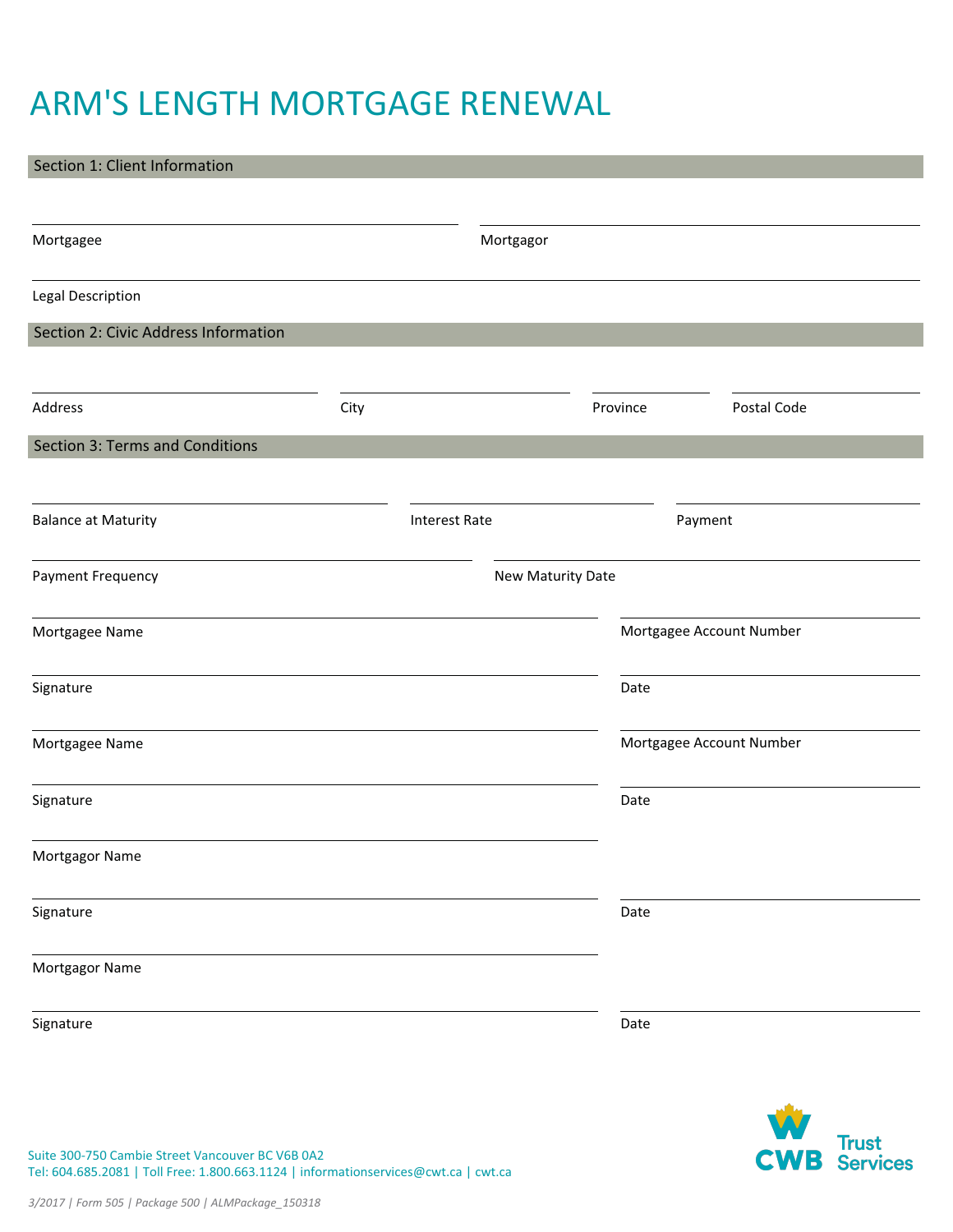# ARM'S LENGTH MORTGAGE RENEWAL

## Section 1: Client Information

Mortgagee _______________ Mortgagor _______________

Legal Description _______________

## Section 2: Civic Address Information

Address _______________ City _______________ Province _______________ Postal Code _______________

## Section 3: Terms and Conditions

Balance at Maturity _______________ Interest Rate _______________ Payment _______________

Payment Frequency _______________ New Maturity Date _______________

Mortgagee Name _______________ Mortgagee Account Number _______________

Signature _______________ Date _______________

Mortgagee Name _______________ Mortgagee Account Number _______________

Signature _______________ Date _______________

Mortgagor Name _______________

Signature _______________ Date _______________

Mortgagor Name _______________

Signature _______________ Date _______________

Suite 300-750 Cambie Street Vancouver BC V6B 0A2
Tel: 604.685.2081 | Toll Free: 1.800.663.1124 | informationservices@cwt.ca | cwt.ca

CWB Trust Services

*3/2017 | Form 505 | Package 500 | ALMPackage_150318*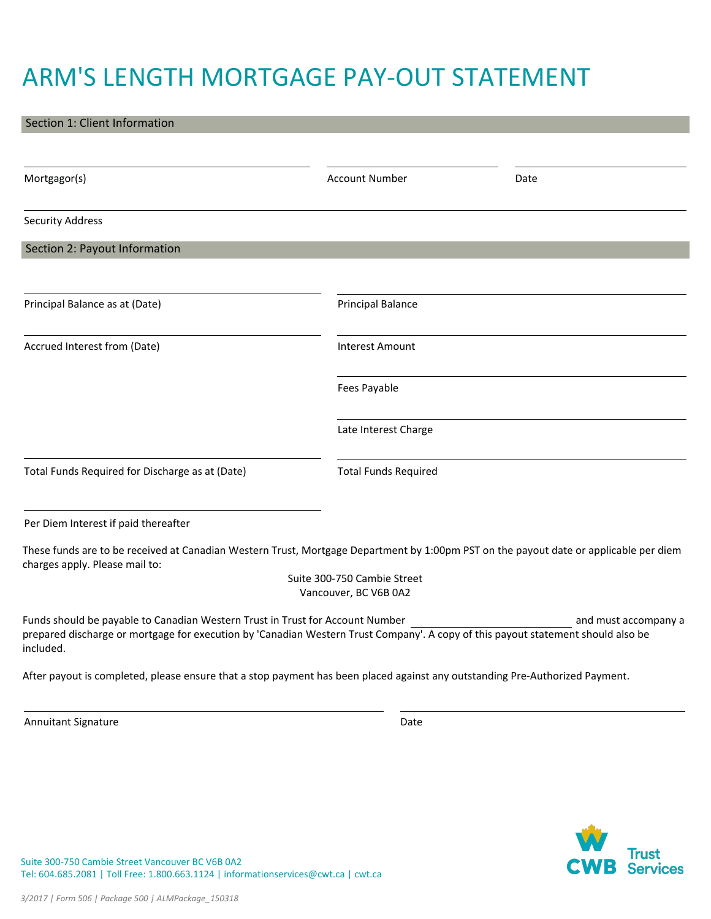# ARM'S LENGTH MORTGAGE PAY-OUT STATEMENT

## Section 1: Client Information

Mortgagor(s) ______________________ Account Number ______________________ Date ______________________

Security Address ______________________

## Section 2: Payout Information

Principal Balance as at (Date) ______________________ Principal Balance ______________________

Accrued Interest from (Date) ______________________ Interest Amount ______________________

Fees Payable ______________________

Late Interest Charge ______________________

Total Funds Required for Discharge as at (Date) ______________________ Total Funds Required ______________________

Per Diem Interest if paid thereafter ______________________

These funds are to be received at Canadian Western Trust, Mortgage Department by 1:00pm PST on the payout date or applicable per diem charges apply. Please mail to:

Suite 300-750 Cambie Street
Vancouver, BC V6B 0A2

Funds should be payable to Canadian Western Trust in Trust for Account Number ______________________ and must accompany a prepared discharge or mortgage for execution by 'Canadian Western Trust Company'. A copy of this payout statement should also be included.

After payout is completed, please ensure that a stop payment has been placed against any outstanding Pre-Authorized Payment.

Annuitant Signature ______________________ Date ______________________

Suite 300-750 Cambie Street Vancouver BC V6B 0A2
Tel: 604.685.2081 | Toll Free: 1.800.663.1124 | informationservices@cwt.ca | cwt.ca

CWB Trust Services

*3/2017 | Form 506 | Package 500 | ALMPackage_150318*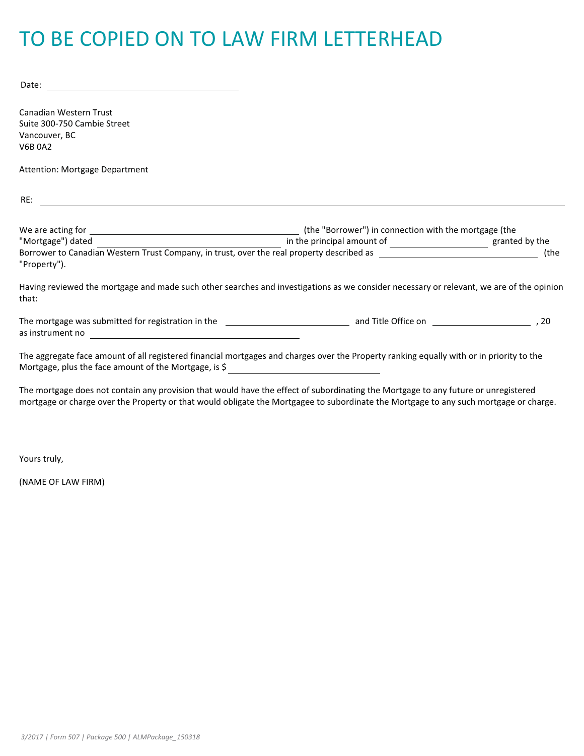# TO BE COPIED ON TO LAW FIRM LETTERHEAD

Date: ______________________________

Canadian Western Trust
Suite 300-750 Cambie Street
Vancouver, BC
V6B 0A2

Attention: Mortgage Department

RE: ______________________________________________________________________________

We are acting for ________________________________ (the "Borrower") in connection with the mortgage (the "Mortgage") dated ____________________________ in the principal amount of _______________ granted by the Borrower to Canadian Western Trust Company, in trust, over the real property described as ________________________ (the "Property").

Having reviewed the mortgage and made such other searches and investigations as we consider necessary or relevant, we are of the opinion that:

The mortgage was submitted for registration in the ____________________ and Title Office on _______________ , 20 as instrument no ______________________________

The aggregate face amount of all registered financial mortgages and charges over the Property ranking equally with or in priority to the Mortgage, plus the face amount of the Mortgage, is $ _______________________

The mortgage does not contain any provision that would have the effect of subordinating the Mortgage to any future or unregistered mortgage or charge over the Property or that would obligate the Mortgagee to subordinate the Mortgage to any such mortgage or charge.

Yours truly,

(NAME OF LAW FIRM)

*3/2017 | Form 507 | Package 500 | ALMPackage_150318*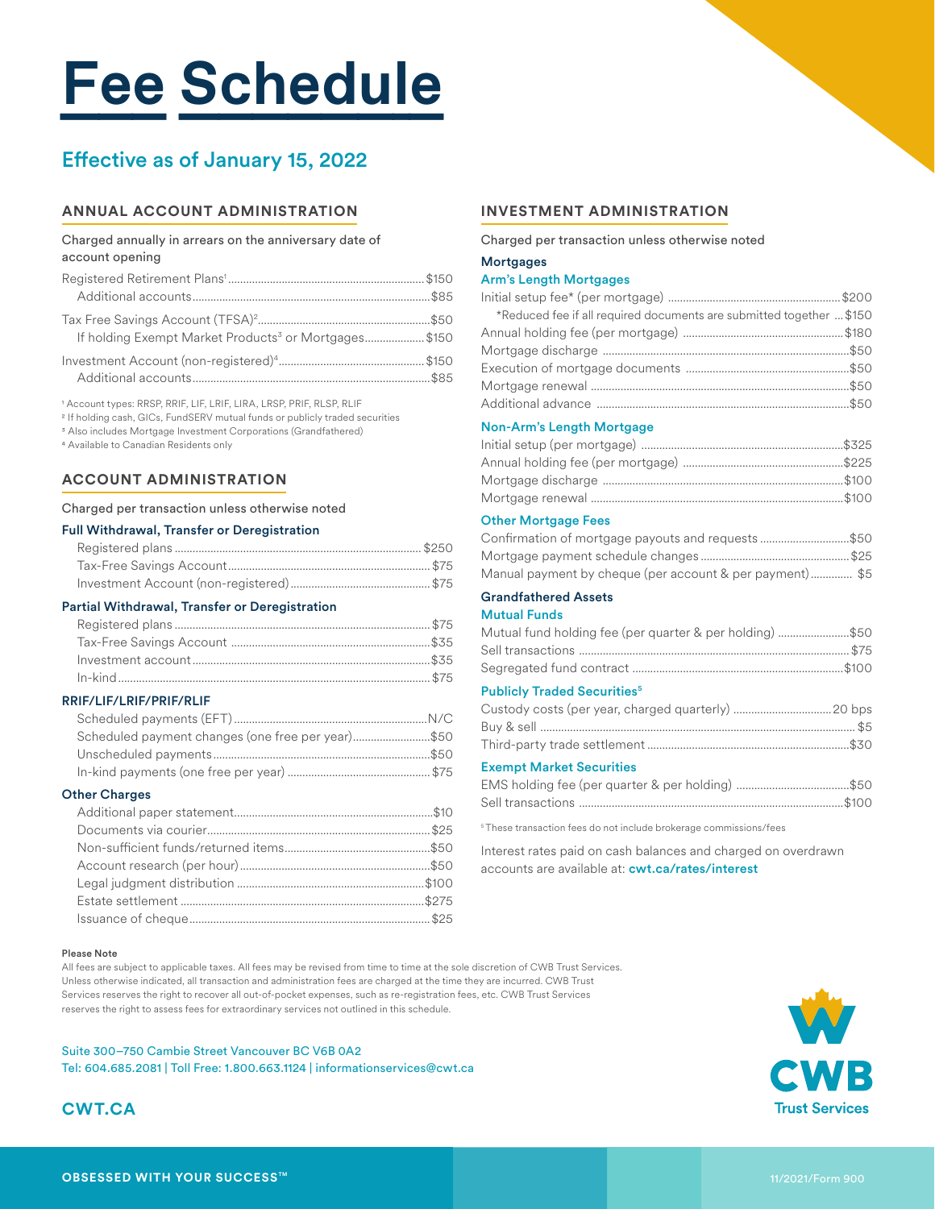# Fee Schedule

## Effective as of January 15, 2022

### ANNUAL ACCOUNT ADMINISTRATION

Charged annually in arrears on the anniversary date of account opening

| Item | Fee |
|---|---|
| Registered Retirement Plans[1] | $150 |
| Additional accounts | $85 |
| Tax Free Savings Account (TFSA)[2] | $50 |
| If holding Exempt Market Products[3] or Mortgages | $150 |
| Investment Account (non-registered)[4] | $150 |
| Additional accounts | $85 |

[1] Account types: RRSP, RRIF, LIF, LRIF, LIRA, LRSP, PRIF, RLSP, RLIF
[2] If holding cash, GICs, FundSERV mutual funds or publicly traded securities
[3] Also includes Mortgage Investment Corporations (Grandfathered)
[4] Available to Canadian Residents only

### ACCOUNT ADMINISTRATION

Charged per transaction unless otherwise noted

**Full Withdrawal, Transfer or Deregistration**

| Item | Fee |
|---|---|
| Registered plans | $250 |
| Tax-Free Savings Account | $75 |
| Investment Account (non-registered) | $75 |

**Partial Withdrawal, Transfer or Deregistration**

| Item | Fee |
|---|---|
| Registered plans | $75 |
| Tax-Free Savings Account | $35 |
| Investment account | $35 |
| In-kind | $75 |

**RRIF/LIF/LRIF/PRIF/RLIF**

| Item | Fee |
|---|---|
| Scheduled payments (EFT) | N/C |
| Scheduled payment changes (one free per year) | $50 |
| Unscheduled payments | $50 |
| In-kind payments (one free per year) | $75 |

**Other Charges**

| Item | Fee |
|---|---|
| Additional paper statement | $10 |
| Documents via courier | $25 |
| Non-sufficient funds/returned items | $50 |
| Account research (per hour) | $50 |
| Legal judgment distribution | $100 |
| Estate settlement | $275 |
| Issuance of cheque | $25 |

### INVESTMENT ADMINISTRATION

Charged per transaction unless otherwise noted

**Mortgages**

**Arm's Length Mortgages**

| Item | Fee |
|---|---|
| Initial setup fee* (per mortgage) | $200 |
| *Reduced fee if all required documents are submitted together | $150 |
| Annual holding fee (per mortgage) | $180 |
| Mortgage discharge | $50 |
| Execution of mortgage documents | $50 |
| Mortgage renewal | $50 |
| Additional advance | $50 |

**Non-Arm's Length Mortgage**

| Item | Fee |
|---|---|
| Initial setup (per mortgage) | $325 |
| Annual holding fee (per mortgage) | $225 |
| Mortgage discharge | $100 |
| Mortgage renewal | $100 |

**Other Mortgage Fees**

| Item | Fee |
|---|---|
| Confirmation of mortgage payouts and requests | $50 |
| Mortgage payment schedule changes | $25 |
| Manual payment by cheque (per account & per payment) | $5 |

**Grandfathered Assets**

**Mutual Funds**

| Item | Fee |
|---|---|
| Mutual fund holding fee (per quarter & per holding) | $50 |
| Sell transactions | $75 |
| Segregated fund contract | $100 |

**Publicly Traded Securities[5]**

| Item | Fee |
|---|---|
| Custody costs (per year, charged quarterly) | 20 bps |
| Buy & sell | $5 |
| Third-party trade settlement | $30 |

**Exempt Market Securities**

| Item | Fee |
|---|---|
| EMS holding fee (per quarter & per holding) | $50 |
| Sell transactions | $100 |

[5] These transaction fees do not include brokerage commissions/fees

Interest rates paid on cash balances and charged on overdrawn accounts are available at: **cwt.ca/rates/interest**

**Please Note**

All fees are subject to applicable taxes. All fees may be revised from time to time at the sole discretion of CWB Trust Services. Unless otherwise indicated, all transaction and administration fees are charged at the time they are incurred. CWB Trust Services reserves the right to recover all out-of-pocket expenses, such as re-registration fees, etc. CWB Trust Services reserves the right to assess fees for extraordinary services not outlined in this schedule.

Suite 300–750 Cambie Street Vancouver BC V6B 0A2
Tel: 604.685.2081 | Toll Free: 1.800.663.1124 | informationservices@cwt.ca

**CWT.CA**

CWB Trust Services

OBSESSED WITH YOUR SUCCESS™

11/2021/Form 900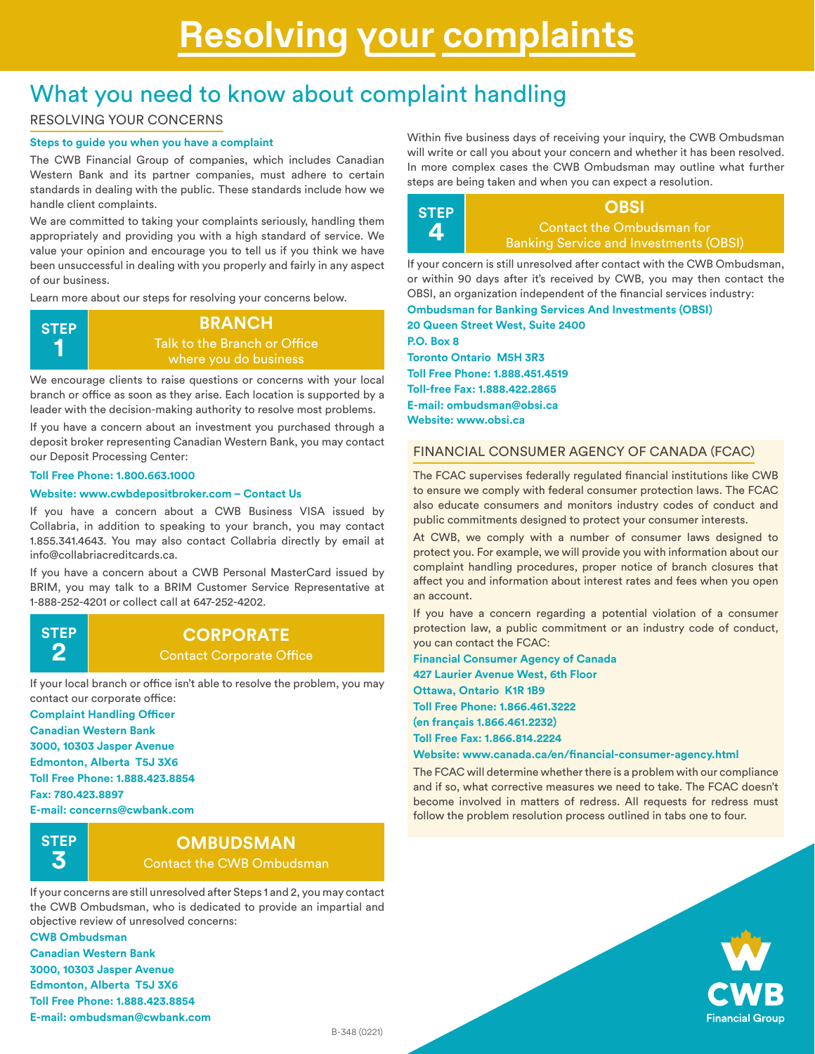# Resolving your complaints

## What you need to know about complaint handling

### RESOLVING YOUR CONCERNS

**Steps to guide you when you have a complaint**

The CWB Financial Group of companies, which includes Canadian Western Bank and its partner companies, must adhere to certain standards in dealing with the public. These standards include how we handle client complaints.

We are committed to taking your complaints seriously, handling them appropriately and providing you with a high standard of service. We value your opinion and encourage you to tell us if you think we have been unsuccessful in dealing with you properly and fairly in any aspect of our business.

Learn more about our steps for resolving your concerns below.

### STEP 1 — BRANCH

Talk to the Branch or Office where you do business

We encourage clients to raise questions or concerns with your local branch or office as soon as they arise. Each location is supported by a leader with the decision-making authority to resolve most problems.

If you have a concern about an investment you purchased through a deposit broker representing Canadian Western Bank, you may contact our Deposit Processing Center:

**Toll Free Phone: 1.800.663.1000**

**Website: www.cwbdepositbroker.com – Contact Us**

If you have a concern about a CWB Business VISA issued by Collabria, in addition to speaking to your branch, you may contact 1.855.341.4643. You may also contact Collabria directly by email at info@collabriacreditcards.ca.

If you have a concern about a CWB Personal MasterCard issued by BRIM, you may talk to a BRIM Customer Service Representative at 1-888-252-4201 or collect call at 647-252-4202.

### STEP 2 — CORPORATE

Contact Corporate Office

If your local branch or office isn't able to resolve the problem, you may contact our corporate office:

**Complaint Handling Officer**
**Canadian Western Bank**
**3000, 10303 Jasper Avenue**
**Edmonton, Alberta T5J 3X6**
**Toll Free Phone: 1.888.423.8854**
**Fax: 780.423.8897**
**E-mail: concerns@cwbank.com**

### STEP 3 — OMBUDSMAN

Contact the CWB Ombudsman

If your concerns are still unresolved after Steps 1 and 2, you may contact the CWB Ombudsman, who is dedicated to provide an impartial and objective review of unresolved concerns:

**CWB Ombudsman**
**Canadian Western Bank**
**3000, 10303 Jasper Avenue**
**Edmonton, Alberta T5J 3X6**
**Toll Free Phone: 1.888.423.8854**
**E-mail: ombudsman@cwbank.com**

Within five business days of receiving your inquiry, the CWB Ombudsman will write or call you about your concern and whether it has been resolved. In more complex cases the CWB Ombudsman may outline what further steps are being taken and when you can expect a resolution.

### STEP 4 — OBSI

Contact the Ombudsman for Banking Service and Investments (OBSI)

If your concern is still unresolved after contact with the CWB Ombudsman, or within 90 days after it's received by CWB, you may then contact the OBSI, an organization independent of the financial services industry:

**Ombudsman for Banking Services And Investments (OBSI)**
**20 Queen Street West, Suite 2400**
**P.O. Box 8**
**Toronto Ontario M5H 3R3**
**Toll Free Phone: 1.888.451.4519**
**Toll-free Fax: 1.888.422.2865**
**E-mail: ombudsman@obsi.ca**
**Website: www.obsi.ca**

### FINANCIAL CONSUMER AGENCY OF CANADA (FCAC)

The FCAC supervises federally regulated financial institutions like CWB to ensure we comply with federal consumer protection laws. The FCAC also educate consumers and monitors industry codes of conduct and public commitments designed to protect your consumer interests.

At CWB, we comply with a number of consumer laws designed to protect you. For example, we will provide you with information about our complaint handling procedures, proper notice of branch closures that affect you and information about interest rates and fees when you open an account.

If you have a concern regarding a potential violation of a consumer protection law, a public commitment or an industry code of conduct, you can contact the FCAC:

**Financial Consumer Agency of Canada**
**427 Laurier Avenue West, 6th Floor**
**Ottawa, Ontario K1R 1B9**
**Toll Free Phone: 1.866.461.3222**
**(en français 1.866.461.2232)**
**Toll Free Fax: 1.866.814.2224**
**Website: www.canada.ca/en/financial-consumer-agency.html**

The FCAC will determine whether there is a problem with our compliance and if so, what corrective measures we need to take. The FCAC doesn't become involved in matters of redress. All requests for redress must follow the problem resolution process outlined in tabs one to four.

B-348 (0221)

CWB Financial Group